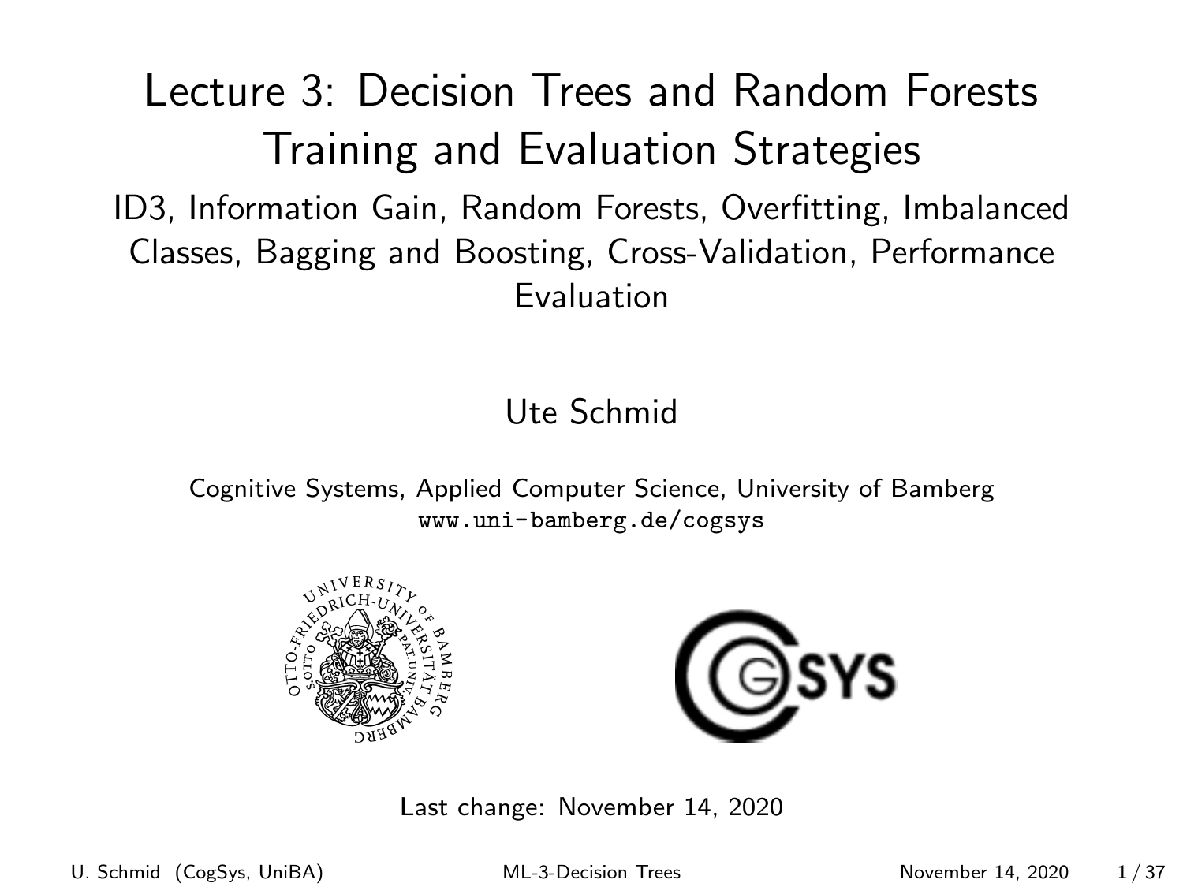# Lecture 3: Decision Trees and Random Forests Training and Evaluation Strategies

## ID3, Information Gain, Random Forests, Overfitting, Imbalanced Classes, Bagging and Boosting, Cross-Validation, Performance Evaluation

Ute Schmid

Cognitive Systems, Applied Computer Science, University of Bamberg
www.uni-bamberg.de/cogsys

Last change: November 14, 2020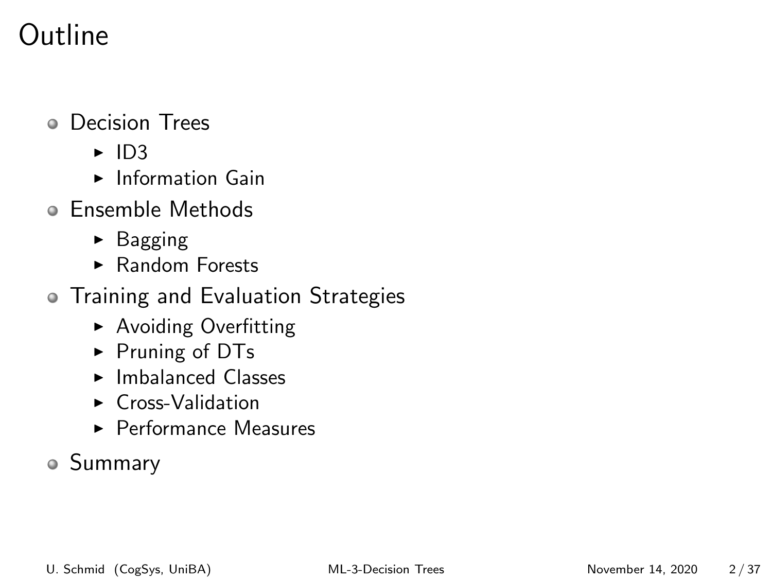# Outline

- Decision Trees
  - ID3
  - Information Gain
- Ensemble Methods
  - Bagging
  - Random Forests
- Training and Evaluation Strategies
  - Avoiding Overfitting
  - Pruning of DTs
  - Imbalanced Classes
  - Cross-Validation
  - Performance Measures
- Summary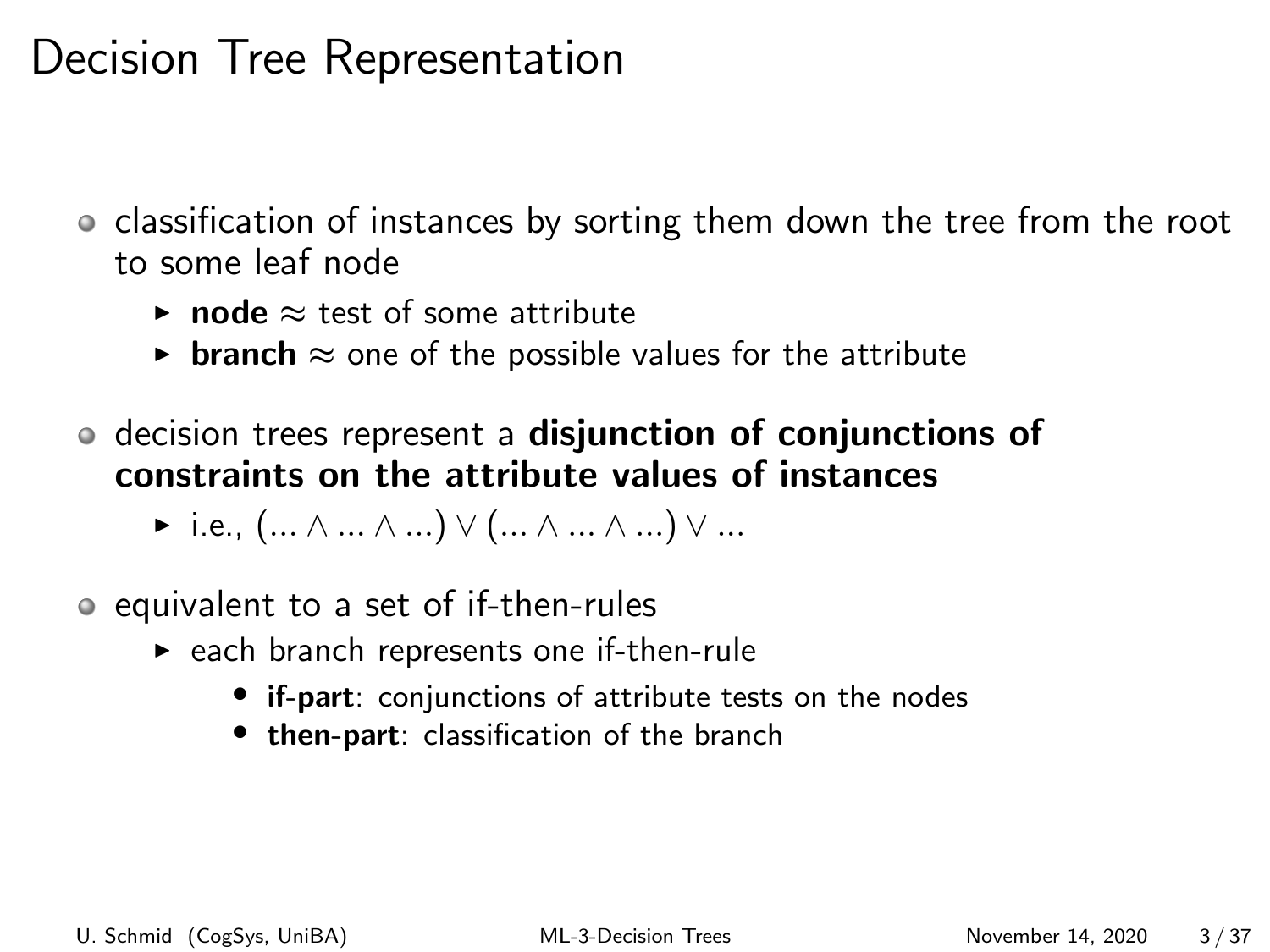# Decision Tree Representation

- classification of instances by sorting them down the tree from the root to some leaf node
  - **node** $\approx$ test of some attribute
  - **branch** $\approx$ one of the possible values for the attribute
- decision trees represent a **disjunction of conjunctions of constraints on the attribute values of instances**
  - i.e., $(... \wedge ... \wedge ...) \vee (... \wedge ... \wedge ...) \vee ...$
- equivalent to a set of if-then-rules
  - each branch represents one if-then-rule
    - **if-part**: conjunctions of attribute tests on the nodes
    - **then-part**: classification of the branch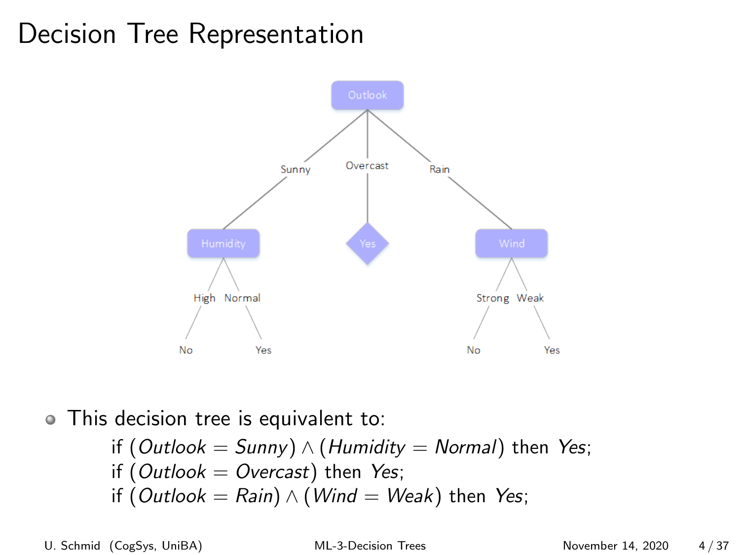# Decision Tree Representation

- This decision tree is equivalent to:

  if $(Outlook = Sunny) \wedge (Humidity = Normal)$ then $Yes$;
  if $(Outlook = Overcast)$ then $Yes$;
  if $(Outlook = Rain) \wedge (Wind = Weak)$ then $Yes$;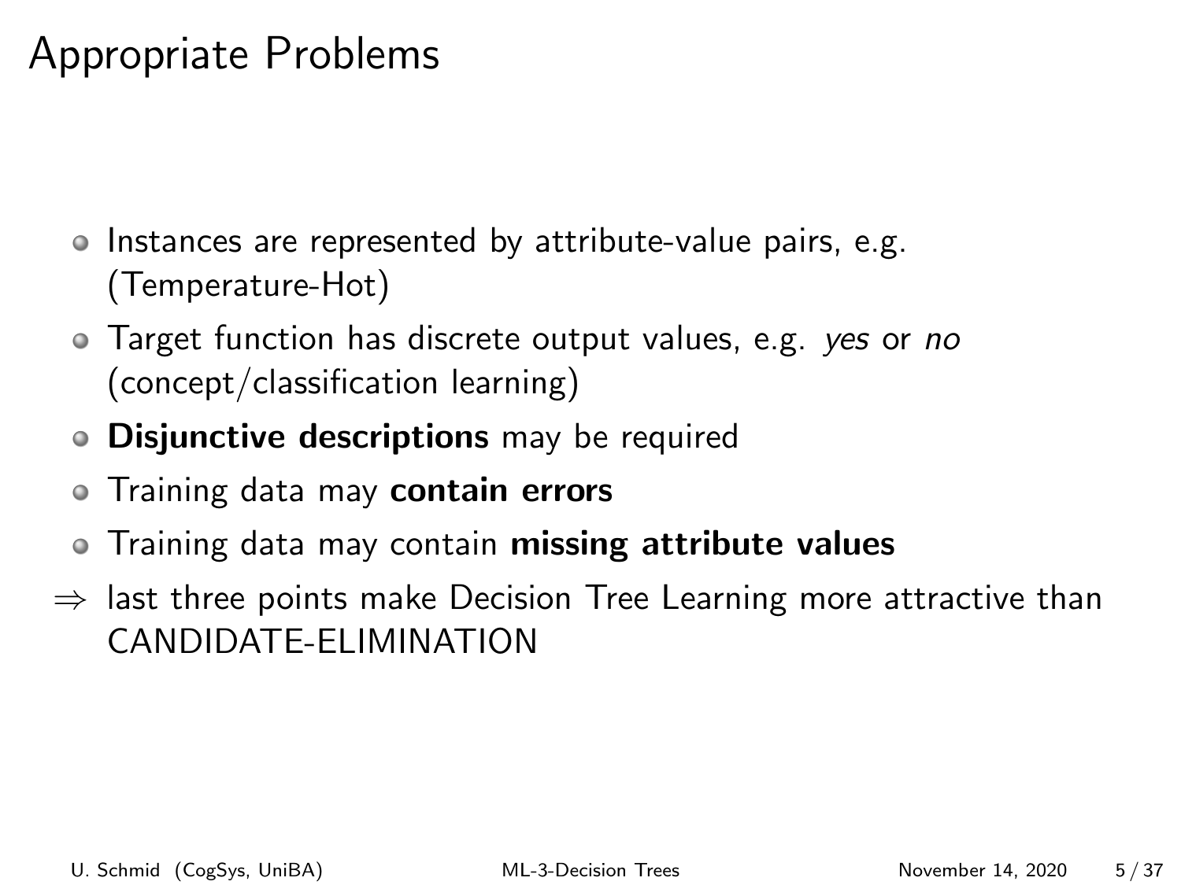# Appropriate Problems

- Instances are represented by attribute-value pairs, e.g. (Temperature-Hot)
- Target function has discrete output values, e.g. *yes* or *no* (concept/classification learning)
- **Disjunctive descriptions** may be required
- Training data may **contain errors**
- Training data may contain **missing attribute values**

$\Rightarrow$ last three points make Decision Tree Learning more attractive than CANDIDATE-ELIMINATION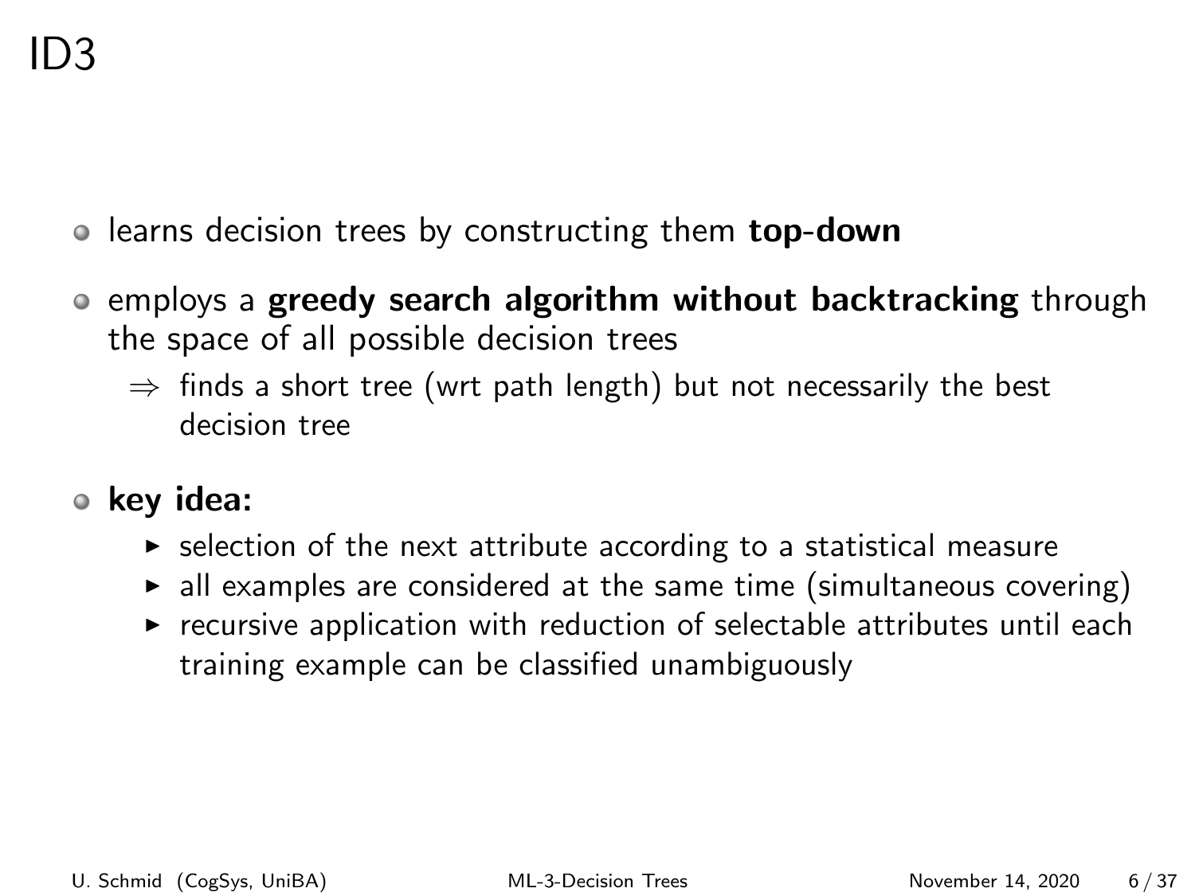# ID3

- learns decision trees by constructing them **top-down**
- employs a **greedy search algorithm without backtracking** through the space of all possible decision trees
  - $\Rightarrow$ finds a short tree (wrt path length) but not necessarily the best decision tree
- **key idea:**
  - selection of the next attribute according to a statistical measure
  - all examples are considered at the same time (simultaneous covering)
  - recursive application with reduction of selectable attributes until each training example can be classified unambiguously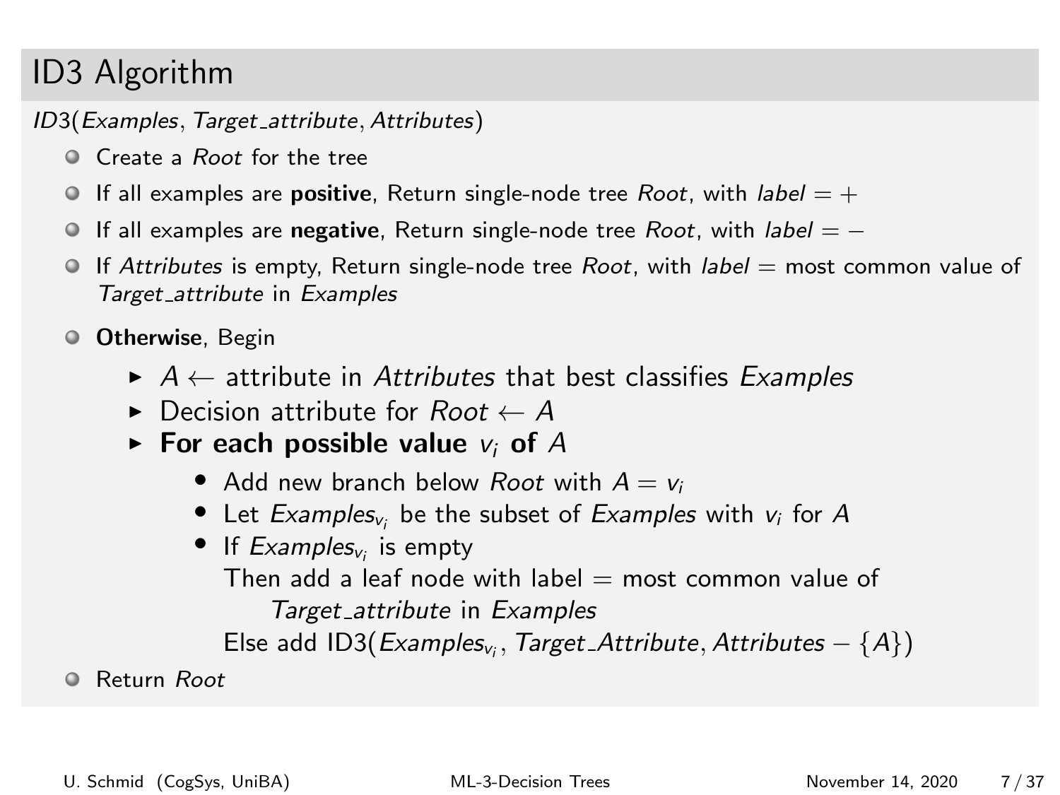# ID3 Algorithm

*ID*3(*Examples*, *Target_attribute*, *Attributes*)

- Create a *Root* for the tree
- If all examples are **positive**, Return single-node tree *Root*, with *label* = +
- If all examples are **negative**, Return single-node tree *Root*, with *label* = −
- If *Attributes* is empty, Return single-node tree *Root*, with *label* = most common value of *Target_attribute* in *Examples*
- **Otherwise**, Begin
  - $A \leftarrow$ attribute in *Attributes* that best classifies *Examples*
  - Decision attribute for *Root* $\leftarrow A$
  - **For each possible value $v_i$ of $A$**
    - Add new branch below *Root* with $A = v_i$
    - Let $Examples_{v_i}$ be the subset of *Examples* with $v_i$ for $A$
    - If $Examples_{v_i}$ is empty
      Then add a leaf node with label = most common value of
      *Target_attribute* in *Examples*
      Else add ID3($Examples_{v_i}$, *Target_Attribute*, *Attributes* $- \{A\}$)
- Return *Root*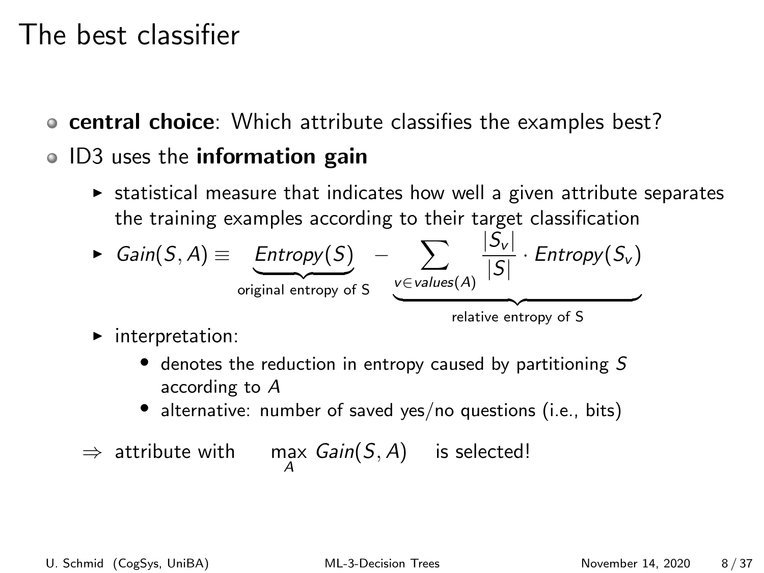# The best classifier

- **central choice**: Which attribute classifies the examples best?
- ID3 uses the **information gain**
  - statistical measure that indicates how well a given attribute separates the training examples according to their target classification
  - $Gain(S, A) \equiv \underbrace{Entropy(S)}_{\text{original entropy of S}} - \underbrace{\sum_{v \in values(A)} \frac{|S_v|}{|S|} \cdot Entropy(S_v)}_{\text{relative entropy of S}}$
  - interpretation:
    - denotes the reduction in entropy caused by partitioning $S$ according to $A$
    - alternative: number of saved yes/no questions (i.e., bits)

$\Rightarrow$ attribute with $\max_A Gain(S, A)$ is selected!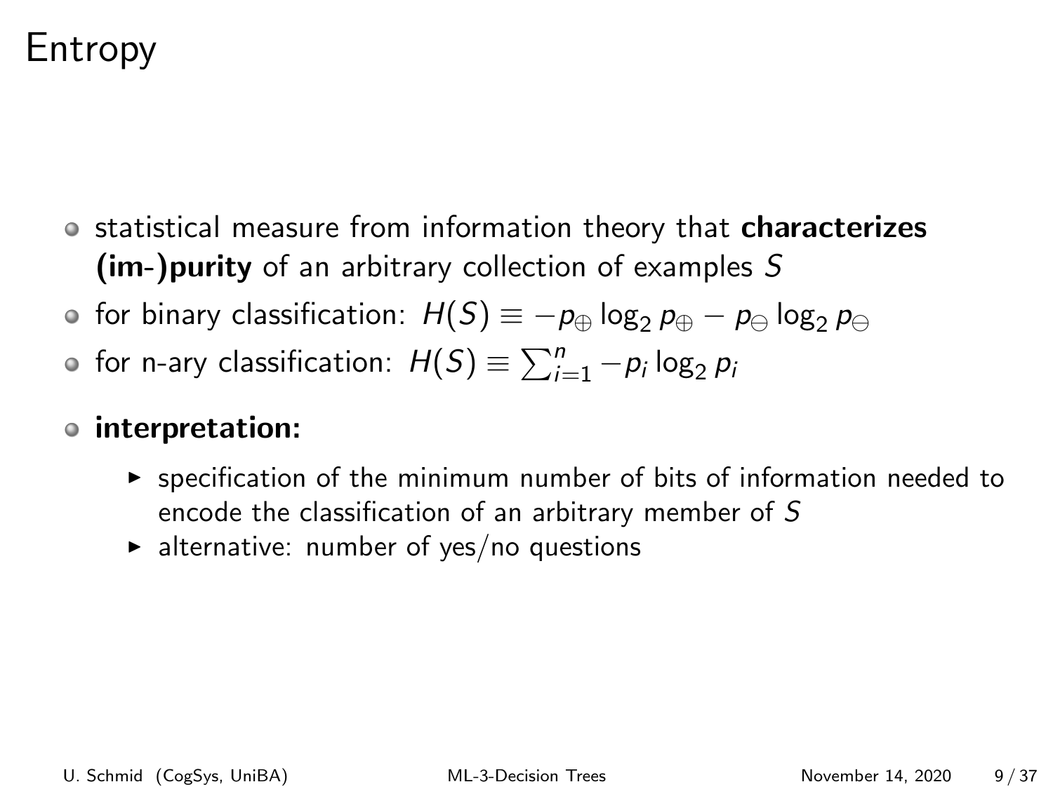# Entropy

- statistical measure from information theory that **characterizes (im-)purity** of an arbitrary collection of examples $S$
- for binary classification: $H(S) \equiv -p_{\oplus} \log_2 p_{\oplus} - p_{\ominus} \log_2 p_{\ominus}$
- for n-ary classification: $H(S) \equiv \sum_{i=1}^{n} -p_i \log_2 p_i$
- **interpretation:**
  - specification of the minimum number of bits of information needed to encode the classification of an arbitrary member of $S$
  - alternative: number of yes/no questions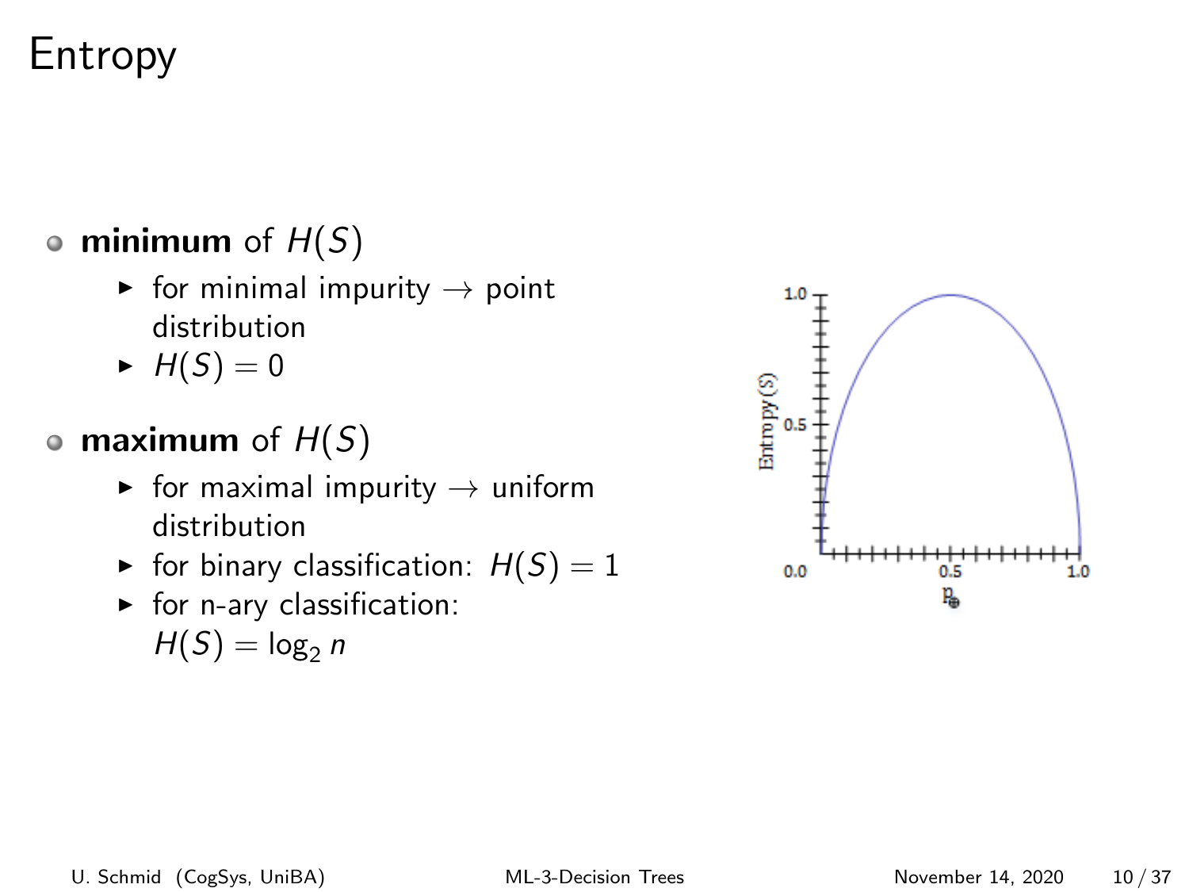# Entropy

- **minimum** of $H(S)$
  - for minimal impurity $\rightarrow$ point distribution
  - $H(S) = 0$
- **maximum** of $H(S)$
  - for maximal impurity $\rightarrow$ uniform distribution
  - for binary classification: $H(S) = 1$
  - for n-ary classification: $H(S) = \log_2 n$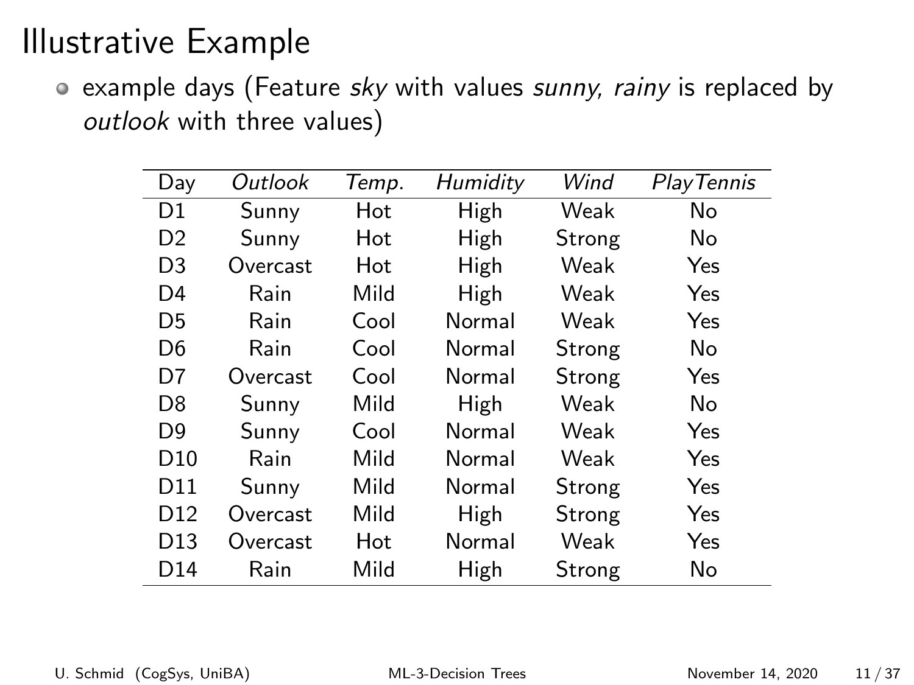# Illustrative Example

- example days (Feature *sky* with values *sunny, rainy* is replaced by *outlook* with three values)

| Day | *Outlook* | *Temp.* | *Humidity* | *Wind* | *PlayTennis* |
|---|---|---|---|---|---|
| D1 | Sunny | Hot | High | Weak | No |
| D2 | Sunny | Hot | High | Strong | No |
| D3 | Overcast | Hot | High | Weak | Yes |
| D4 | Rain | Mild | High | Weak | Yes |
| D5 | Rain | Cool | Normal | Weak | Yes |
| D6 | Rain | Cool | Normal | Strong | No |
| D7 | Overcast | Cool | Normal | Strong | Yes |
| D8 | Sunny | Mild | High | Weak | No |
| D9 | Sunny | Cool | Normal | Weak | Yes |
| D10 | Rain | Mild | Normal | Weak | Yes |
| D11 | Sunny | Mild | Normal | Strong | Yes |
| D12 | Overcast | Mild | High | Strong | Yes |
| D13 | Overcast | Hot | Normal | Weak | Yes |
| D14 | Rain | Mild | High | Strong | No |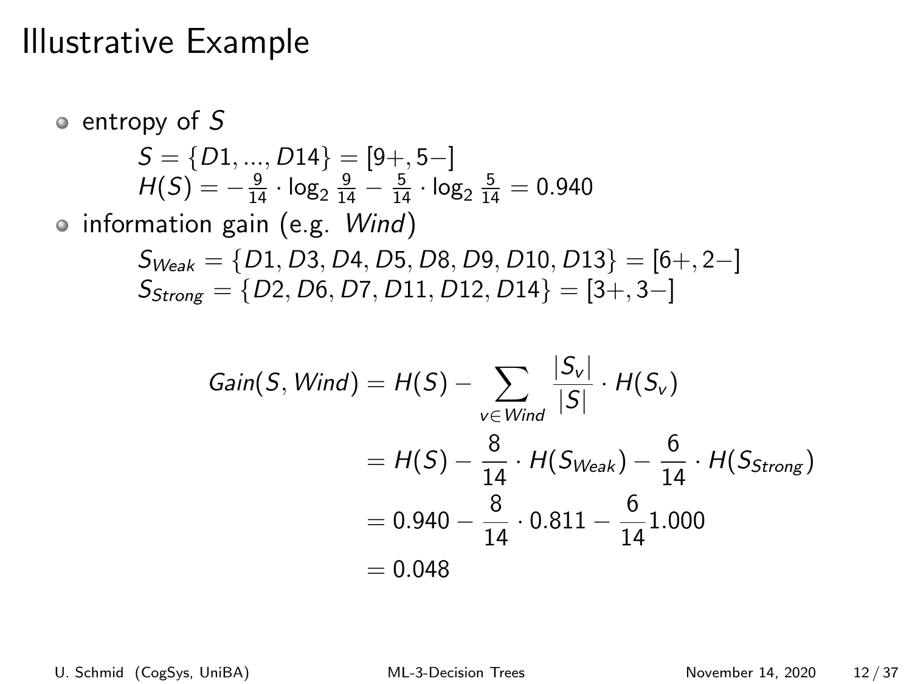# Illustrative Example

- entropy of $S$

  $S = \{D1, ..., D14\} = [9+, 5-]$
  $H(S) = -\frac{9}{14} \cdot \log_2 \frac{9}{14} - \frac{5}{14} \cdot \log_2 \frac{5}{14} = 0.940$

- information gain (e.g. *Wind*)

  $S_{Weak} = \{D1, D3, D4, D5, D8, D9, D10, D13\} = [6+, 2-]$
  $S_{Strong} = \{D2, D6, D7, D11, D12, D14\} = [3+, 3-]$

$$
\begin{aligned}
Gain(S, Wind) &= H(S) - \sum_{v \in Wind} \frac{|S_v|}{|S|} \cdot H(S_v) \\
&= H(S) - \frac{8}{14} \cdot H(S_{Weak}) - \frac{6}{14} \cdot H(S_{Strong}) \\
&= 0.940 - \frac{8}{14} \cdot 0.811 - \frac{6}{14} 1.000 \\
&= 0.048
\end{aligned}
$$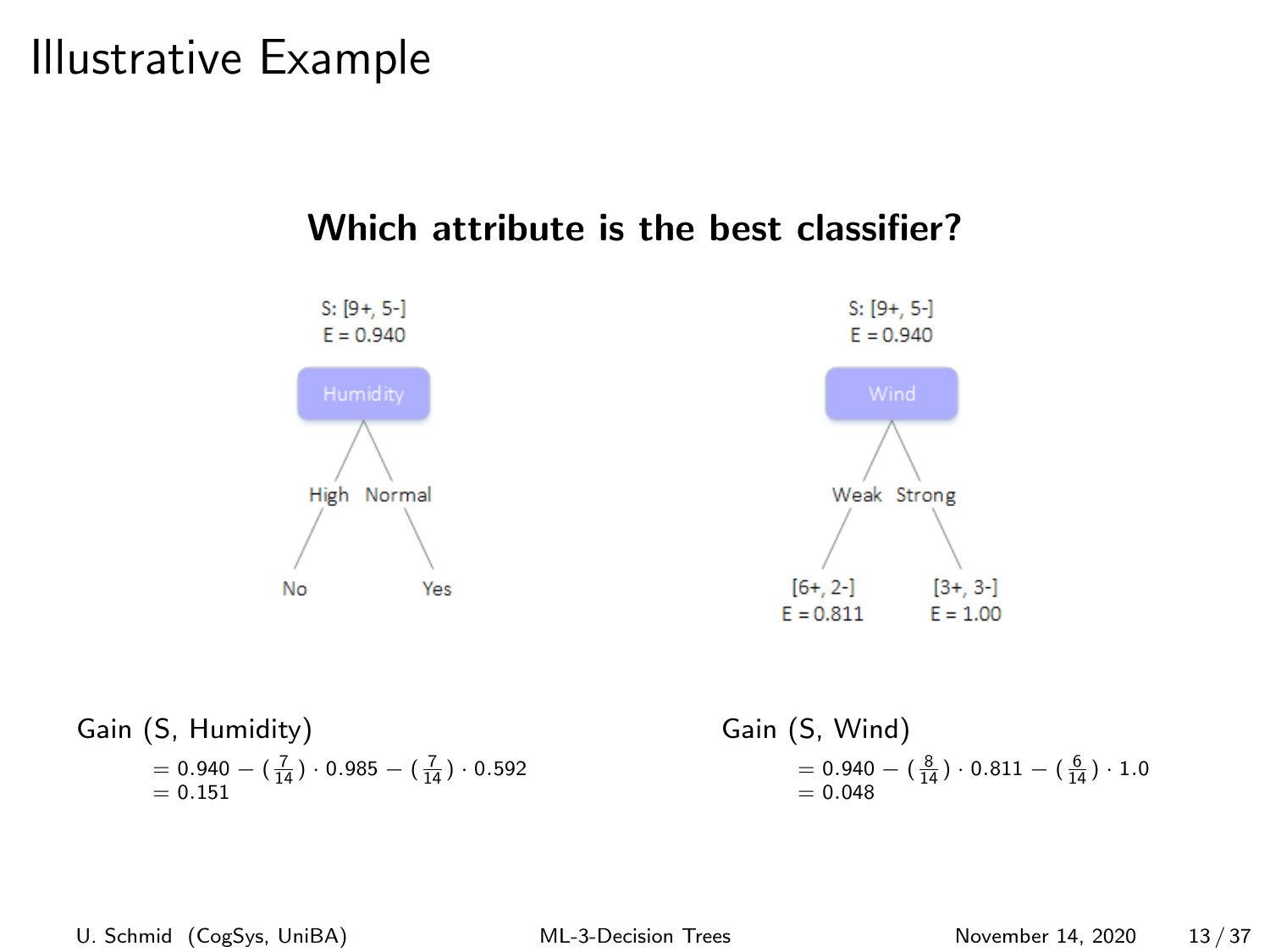# Illustrative Example

**Which attribute is the best classifier?**

S: [9+, 5-]
E = 0.940

Humidity

High → No
Normal → Yes

S: [9+, 5-]
E = 0.940

Wind

Weak → [6+, 2-], E = 0.811
Strong → [3+, 3-], E = 1.00

Gain (S, Humidity)

$$= 0.940 - (\tfrac{7}{14}) \cdot 0.985 - (\tfrac{7}{14}) \cdot 0.592$$
$$= 0.151$$

Gain (S, Wind)

$$= 0.940 - (\tfrac{8}{14}) \cdot 0.811 - (\tfrac{6}{14}) \cdot 1.0$$
$$= 0.048$$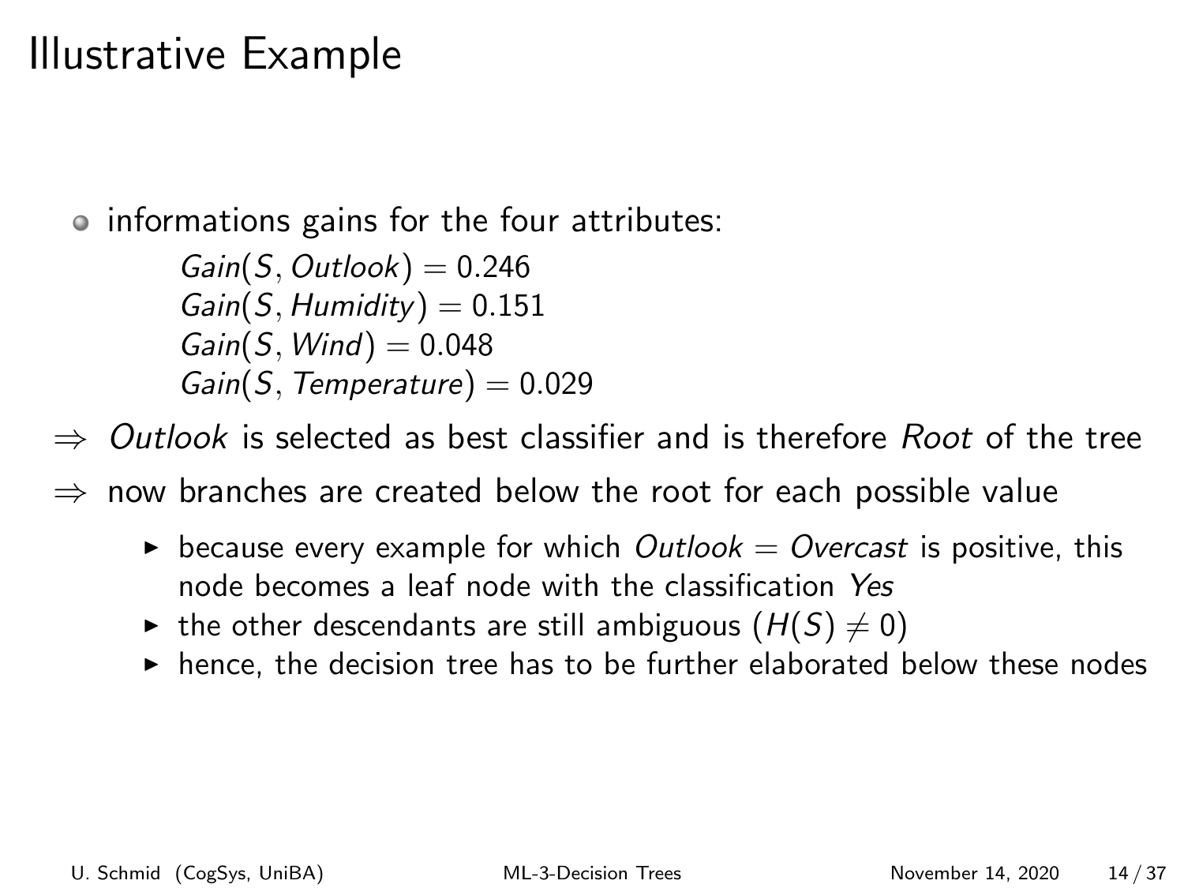# Illustrative Example

- informations gains for the four attributes:

  $Gain(S, Outlook) = 0.246$
  $Gain(S, Humidity) = 0.151$
  $Gain(S, Wind) = 0.048$
  $Gain(S, Temperature) = 0.029$

$\Rightarrow$ *Outlook* is selected as best classifier and is therefore *Root* of the tree

$\Rightarrow$ now branches are created below the root for each possible value

- because every example for which *Outlook* = *Overcast* is positive, this node becomes a leaf node with the classification *Yes*
- the other descendants are still ambiguous ($H(S) \neq 0$)
- hence, the decision tree has to be further elaborated below these nodes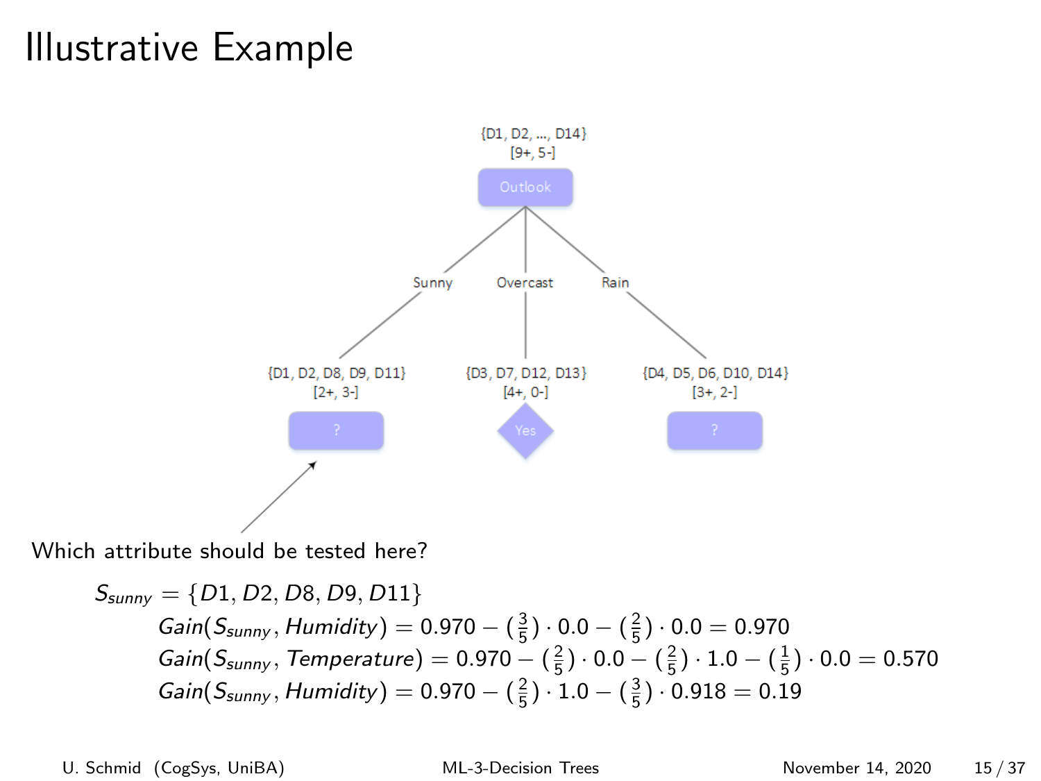# Illustrative Example

{D1, D2, ..., D14}
[9+, 5-]

Outlook

- Sunny → {D1, D2, D8, D9, D11} [2+, 3-] → ?
- Overcast → {D3, D7, D12, D13} [4+, 0-] → Yes
- Rain → {D4, D5, D6, D10, D14} [3+, 2-] → ?

Which attribute should be tested here?

$S_{sunny} = \{D1, D2, D8, D9, D11\}$

$$Gain(S_{sunny}, Humidity) = 0.970 - (\tfrac{3}{5}) \cdot 0.0 - (\tfrac{2}{5}) \cdot 0.0 = 0.970$$

$$Gain(S_{sunny}, Temperature) = 0.970 - (\tfrac{2}{5}) \cdot 0.0 - (\tfrac{2}{5}) \cdot 1.0 - (\tfrac{1}{5}) \cdot 0.0 = 0.570$$

$$Gain(S_{sunny}, Humidity) = 0.970 - (\tfrac{2}{5}) \cdot 1.0 - (\tfrac{3}{5}) \cdot 0.918 = 0.19$$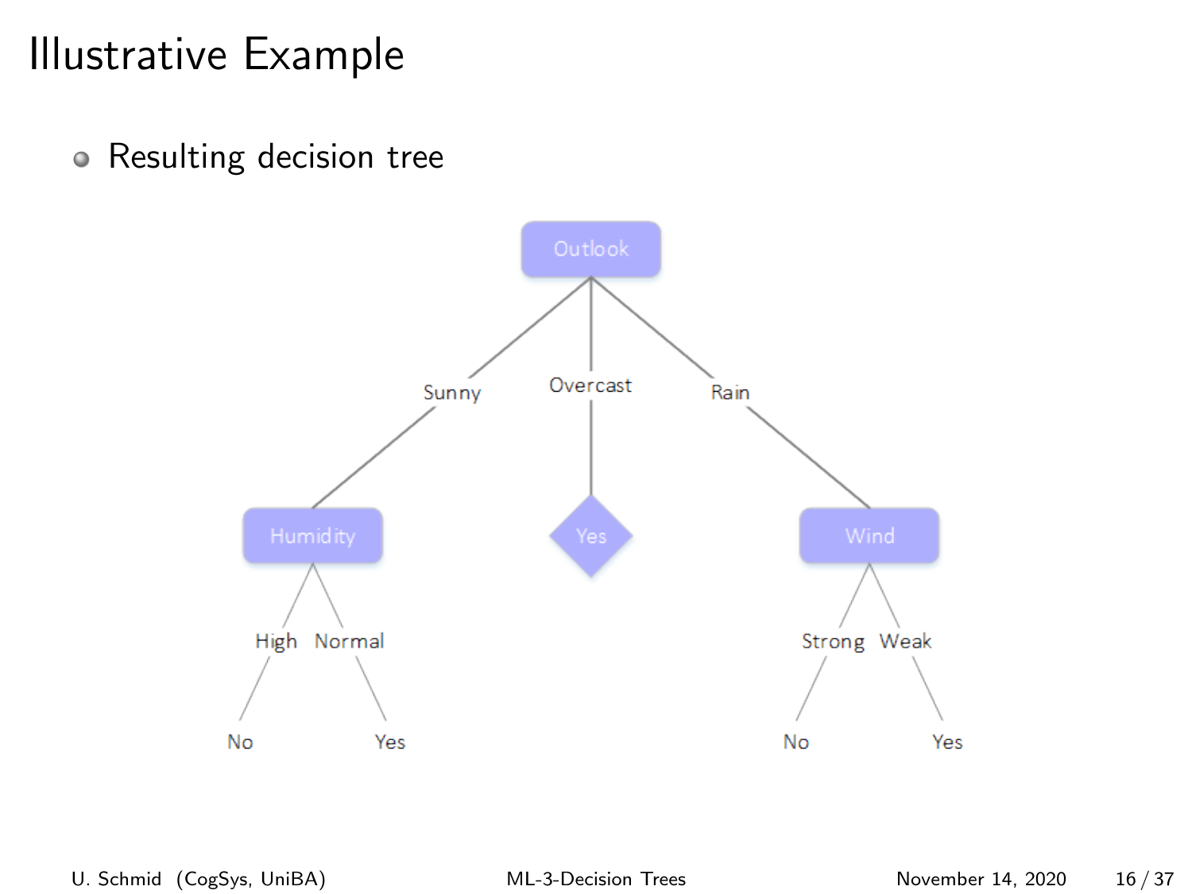# Illustrative Example

- Resulting decision tree

Outlook
- Sunny → Humidity
  - High → No
  - Normal → Yes
- Overcast → Yes
- Rain → Wind
  - Strong → No
  - Weak → Yes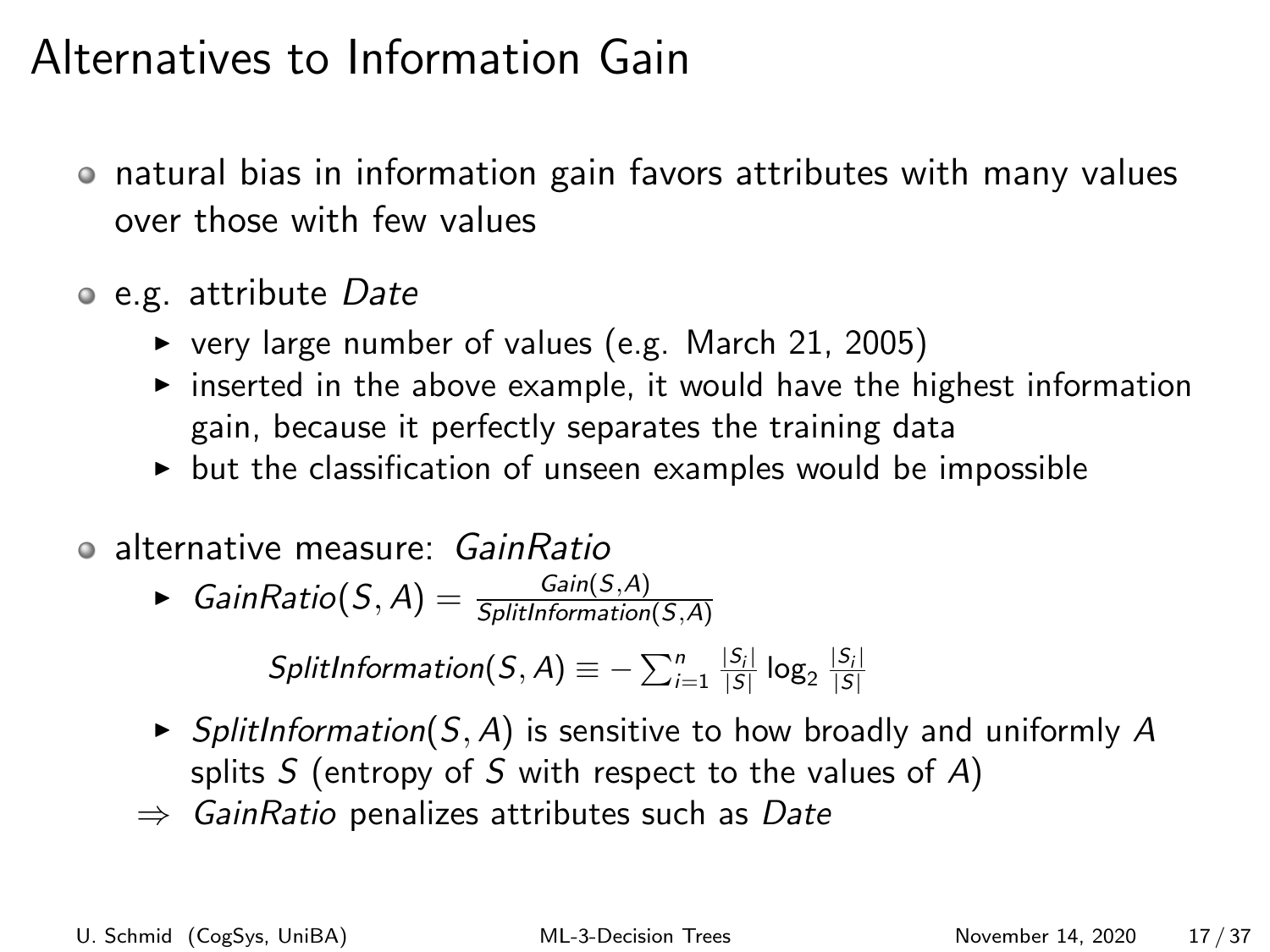# Alternatives to Information Gain

- natural bias in information gain favors attributes with many values over those with few values
- e.g. attribute *Date*
  - very large number of values (e.g. March 21, 2005)
  - inserted in the above example, it would have the highest information gain, because it perfectly separates the training data
  - but the classification of unseen examples would be impossible
- alternative measure: *GainRatio*
  - $GainRatio(S, A) = \frac{Gain(S,A)}{SplitInformation(S,A)}$

    $$SplitInformation(S, A) \equiv -\sum_{i=1}^{n} \frac{|S_i|}{|S|} \log_2 \frac{|S_i|}{|S|}$$

  - $SplitInformation(S, A)$ is sensitive to how broadly and uniformly $A$ splits $S$ (entropy of $S$ with respect to the values of $A$)

  $\Rightarrow$ *GainRatio* penalizes attributes such as *Date*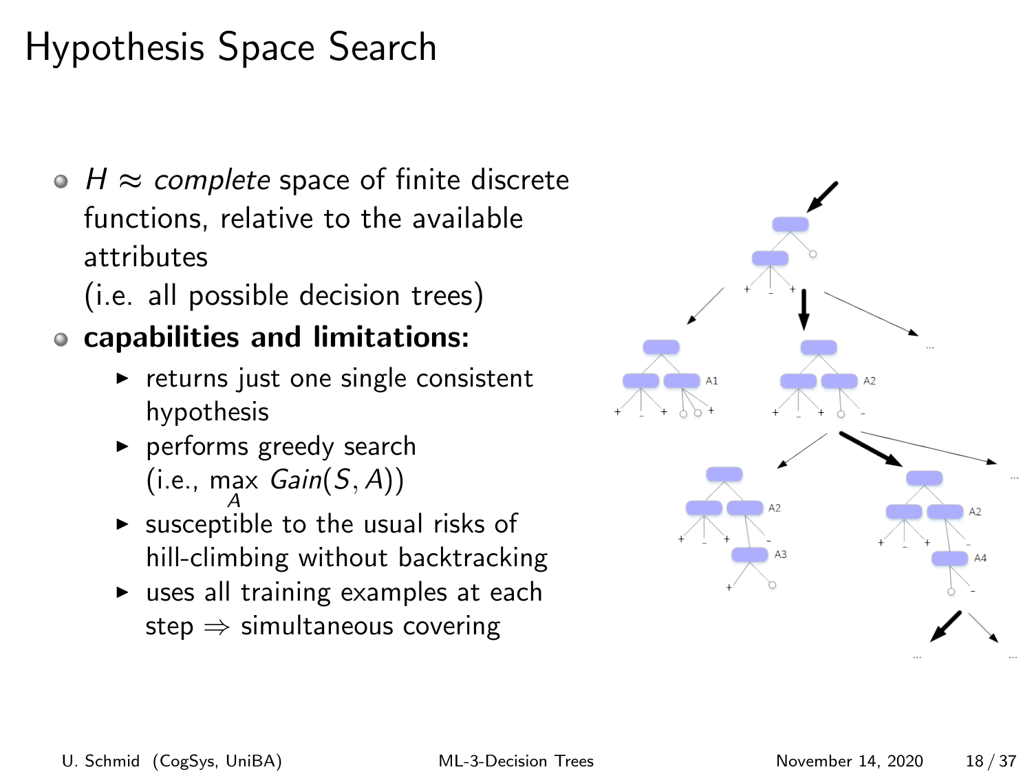# Hypothesis Space Search

- $H \approx$ *complete* space of finite discrete functions, relative to the available attributes
  (i.e. all possible decision trees)
- **capabilities and limitations:**
  - returns just one single consistent hypothesis
  - performs greedy search
    (i.e., $\max_A Gain(S, A)$)
  - susceptible to the usual risks of hill-climbing without backtracking
  - uses all training examples at each step $\Rightarrow$ simultaneous covering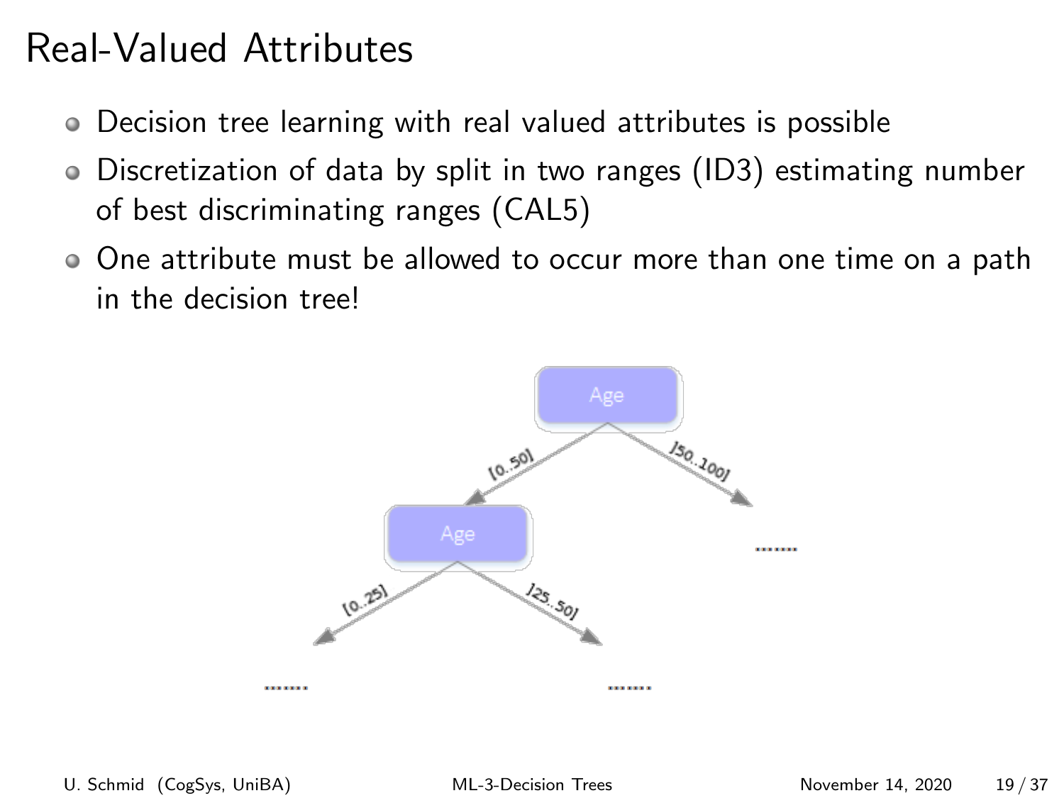# Real-Valued Attributes

- Decision tree learning with real valued attributes is possible
- Discretization of data by split in two ranges (ID3) estimating number of best discriminating ranges (CAL5)
- One attribute must be allowed to occur more than one time on a path in the decision tree!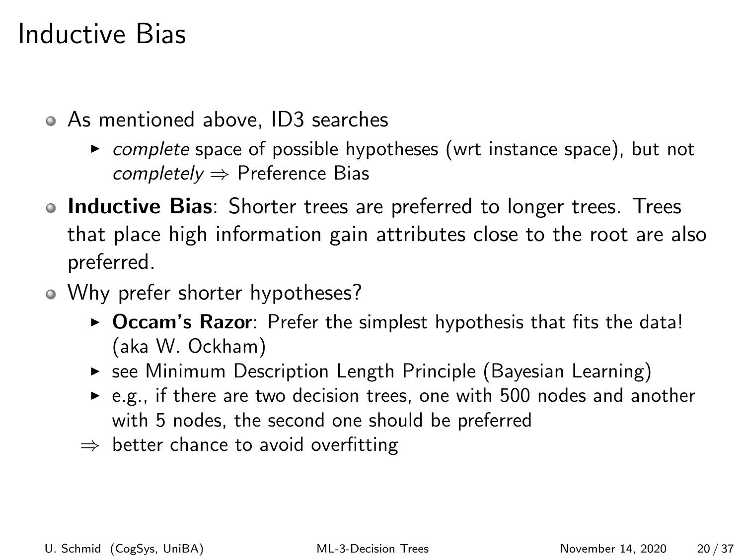# Inductive Bias

- As mentioned above, ID3 searches
  - *complete* space of possible hypotheses (wrt instance space), but not *completely* $\Rightarrow$ Preference Bias
- **Inductive Bias**: Shorter trees are preferred to longer trees. Trees that place high information gain attributes close to the root are also preferred.
- Why prefer shorter hypotheses?
  - **Occam's Razor**: Prefer the simplest hypothesis that fits the data! (aka W. Ockham)
  - see Minimum Description Length Principle (Bayesian Learning)
  - e.g., if there are two decision trees, one with 500 nodes and another with 5 nodes, the second one should be preferred

  $\Rightarrow$ better chance to avoid overfitting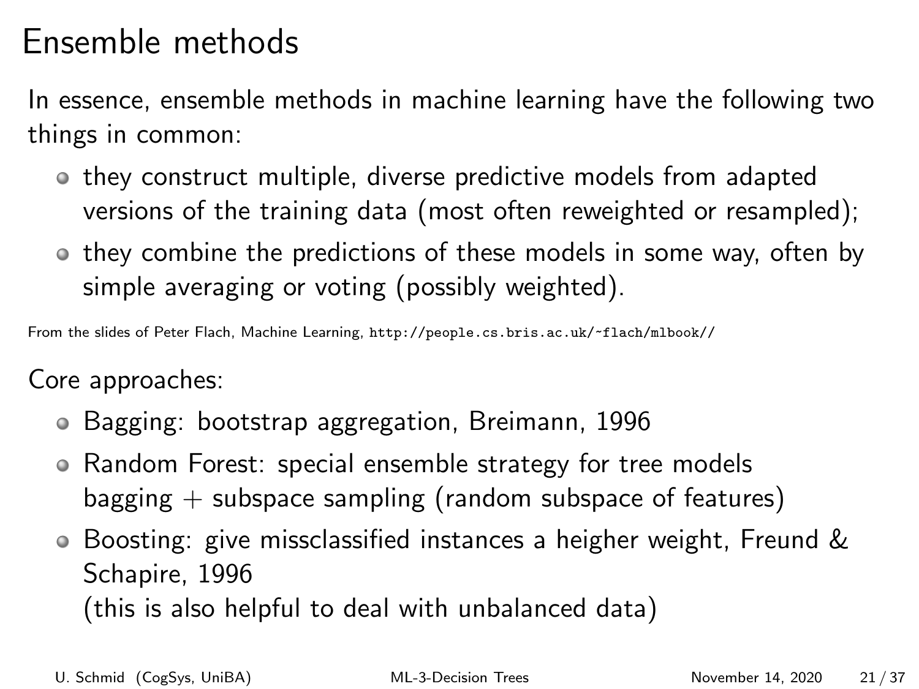# Ensemble methods

In essence, ensemble methods in machine learning have the following two things in common:

- they construct multiple, diverse predictive models from adapted versions of the training data (most often reweighted or resampled);
- they combine the predictions of these models in some way, often by simple averaging or voting (possibly weighted).

From the slides of Peter Flach, Machine Learning, `http://people.cs.bris.ac.uk/~flach/mlbook//`

Core approaches:

- Bagging: bootstrap aggregation, Breimann, 1996
- Random Forest: special ensemble strategy for tree models bagging + subspace sampling (random subspace of features)
- Boosting: give missclassified instances a heigher weight, Freund & Schapire, 1996
  (this is also helpful to deal with unbalanced data)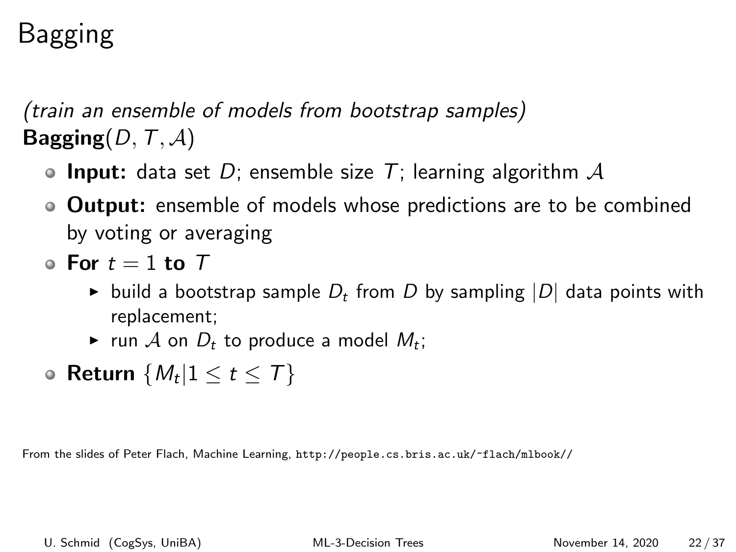# Bagging

*(train an ensemble of models from bootstrap samples)*
**Bagging**$(D, T, \mathcal{A})$

- **Input:** data set $D$; ensemble size $T$; learning algorithm $\mathcal{A}$
- **Output:** ensemble of models whose predictions are to be combined by voting or averaging
- **For** $t = 1$ **to** $T$
  - build a bootstrap sample $D_t$ from $D$ by sampling $|D|$ data points with replacement;
  - run $\mathcal{A}$ on $D_t$ to produce a model $M_t$;
- **Return** $\{M_t | 1 \leq t \leq T\}$

From the slides of Peter Flach, Machine Learning, http://people.cs.bris.ac.uk/~flach/mlbook//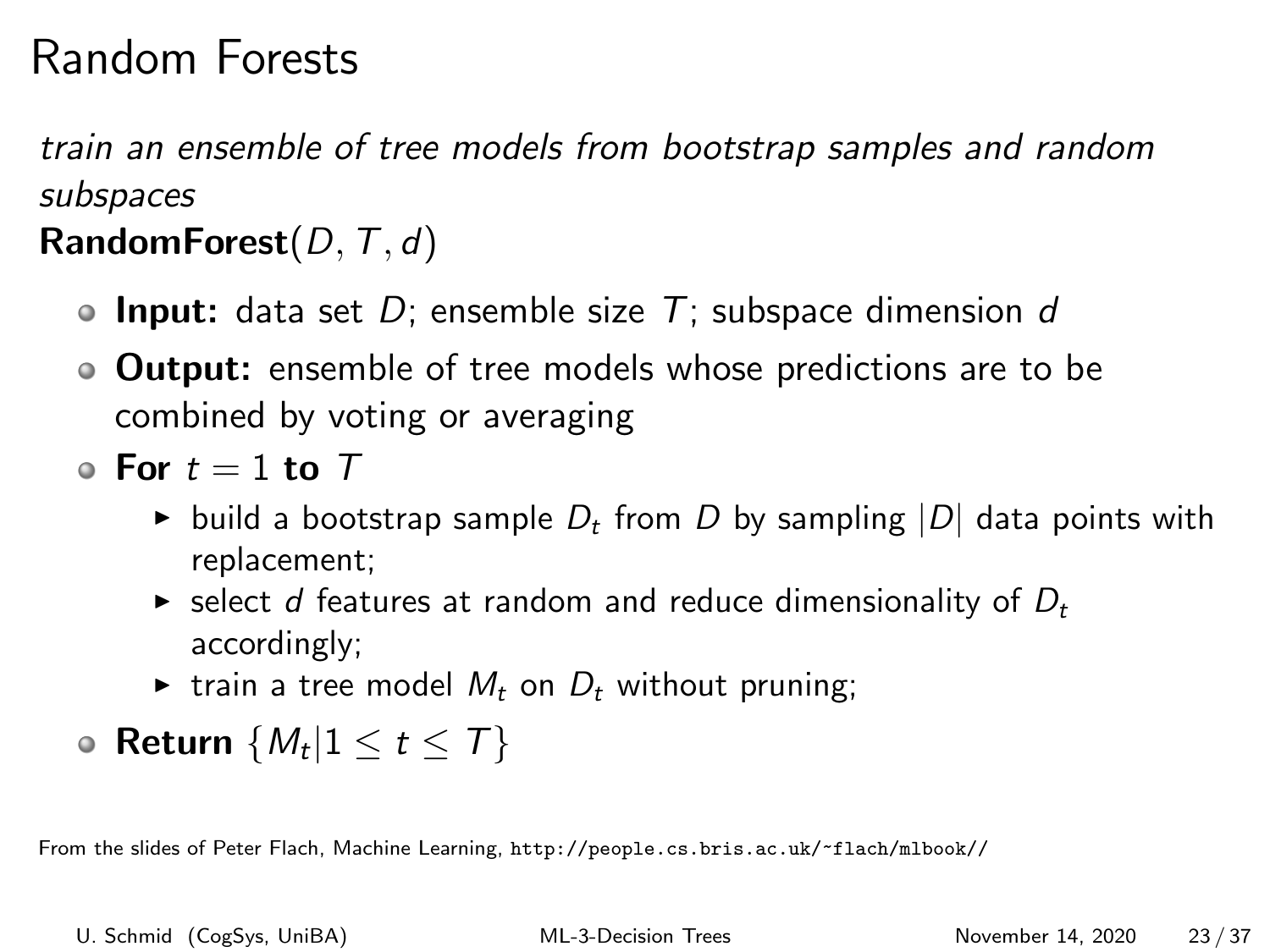# Random Forests

*train an ensemble of tree models from bootstrap samples and random subspaces*

**RandomForest**$(D, T, d)$

- **Input:** data set $D$; ensemble size $T$; subspace dimension $d$
- **Output:** ensemble of tree models whose predictions are to be combined by voting or averaging
- **For** $t = 1$ **to** $T$
  - build a bootstrap sample $D_t$ from $D$ by sampling $|D|$ data points with replacement;
  - select $d$ features at random and reduce dimensionality of $D_t$ accordingly;
  - train a tree model $M_t$ on $D_t$ without pruning;
- **Return** $\{M_t | 1 \leq t \leq T\}$

From the slides of Peter Flach, Machine Learning, `http://people.cs.bris.ac.uk/~flach/mlbook//`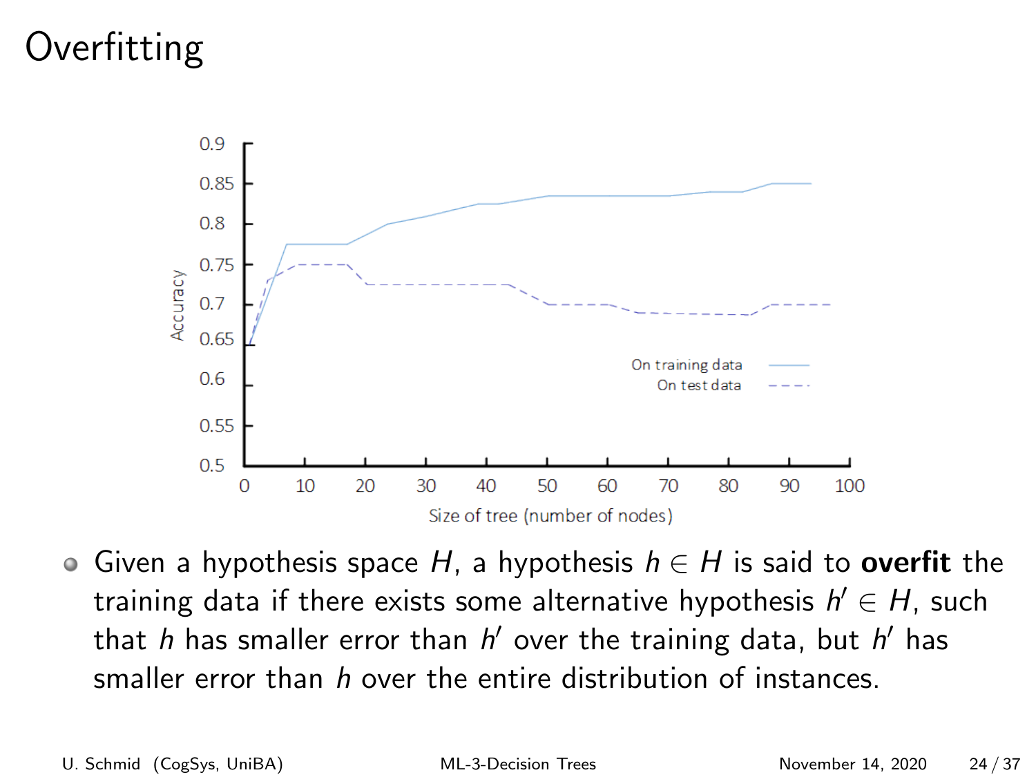# Overfitting

- Given a hypothesis space $H$, a hypothesis $h \in H$ is said to **overfit** the training data if there exists some alternative hypothesis $h' \in H$, such that $h$ has smaller error than $h'$ over the training data, but $h'$ has smaller error than $h$ over the entire distribution of instances.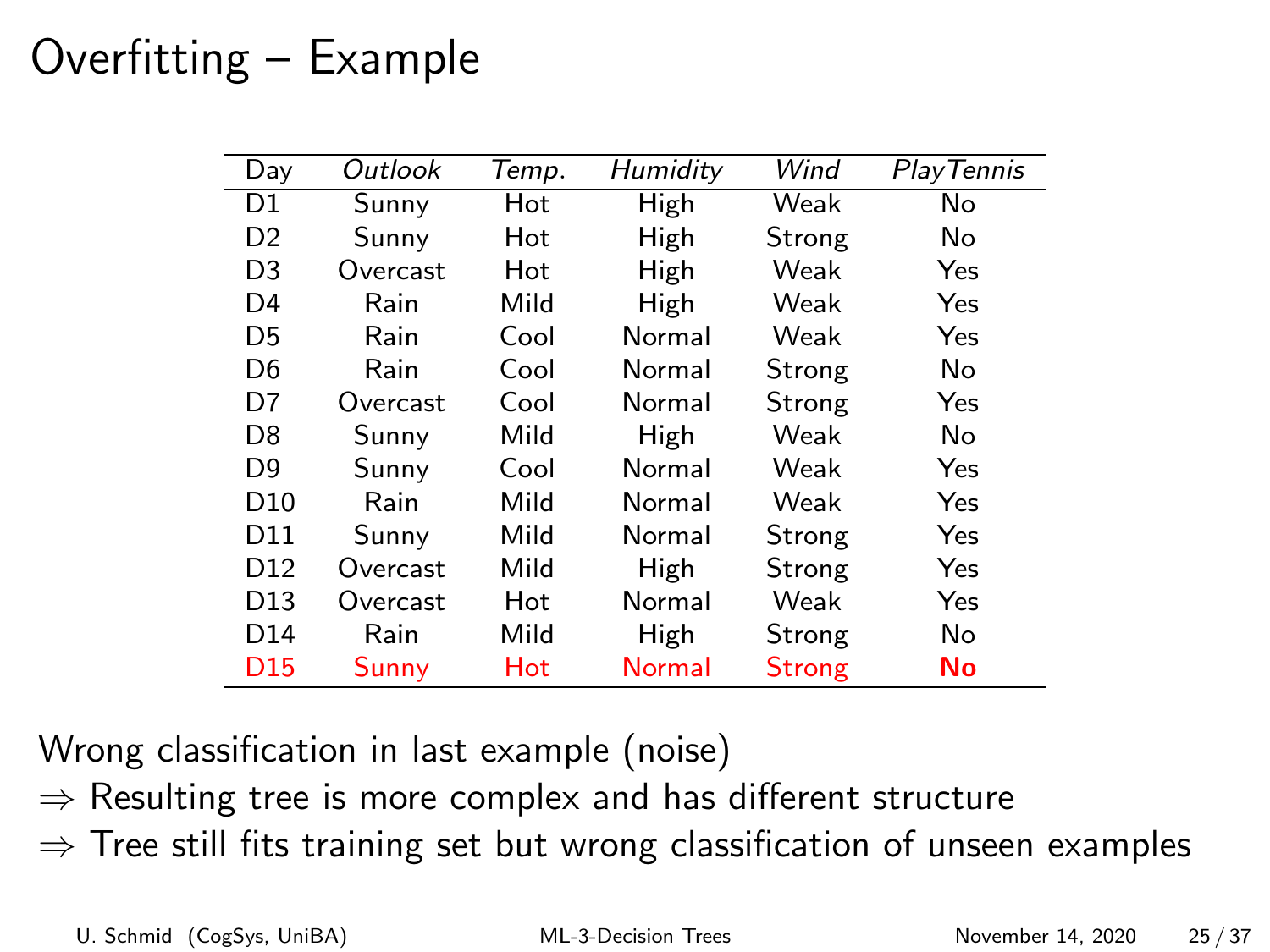# Overfitting – Example

| Day | *Outlook* | *Temp.* | *Humidity* | *Wind* | *PlayTennis* |
|---|---|---|---|---|---|
| D1 | Sunny | Hot | High | Weak | No |
| D2 | Sunny | Hot | High | Strong | No |
| D3 | Overcast | Hot | High | Weak | Yes |
| D4 | Rain | Mild | High | Weak | Yes |
| D5 | Rain | Cool | Normal | Weak | Yes |
| D6 | Rain | Cool | Normal | Strong | No |
| D7 | Overcast | Cool | Normal | Strong | Yes |
| D8 | Sunny | Mild | High | Weak | No |
| D9 | Sunny | Cool | Normal | Weak | Yes |
| D10 | Rain | Mild | Normal | Weak | Yes |
| D11 | Sunny | Mild | Normal | Strong | Yes |
| D12 | Overcast | Mild | High | Strong | Yes |
| D13 | Overcast | Hot | Normal | Weak | Yes |
| D14 | Rain | Mild | High | Strong | No |
| D15 | Sunny | Hot | Normal | Strong | **No** |

Wrong classification in last example (noise)

$\Rightarrow$ Resulting tree is more complex and has different structure

$\Rightarrow$ Tree still fits training set but wrong classification of unseen examples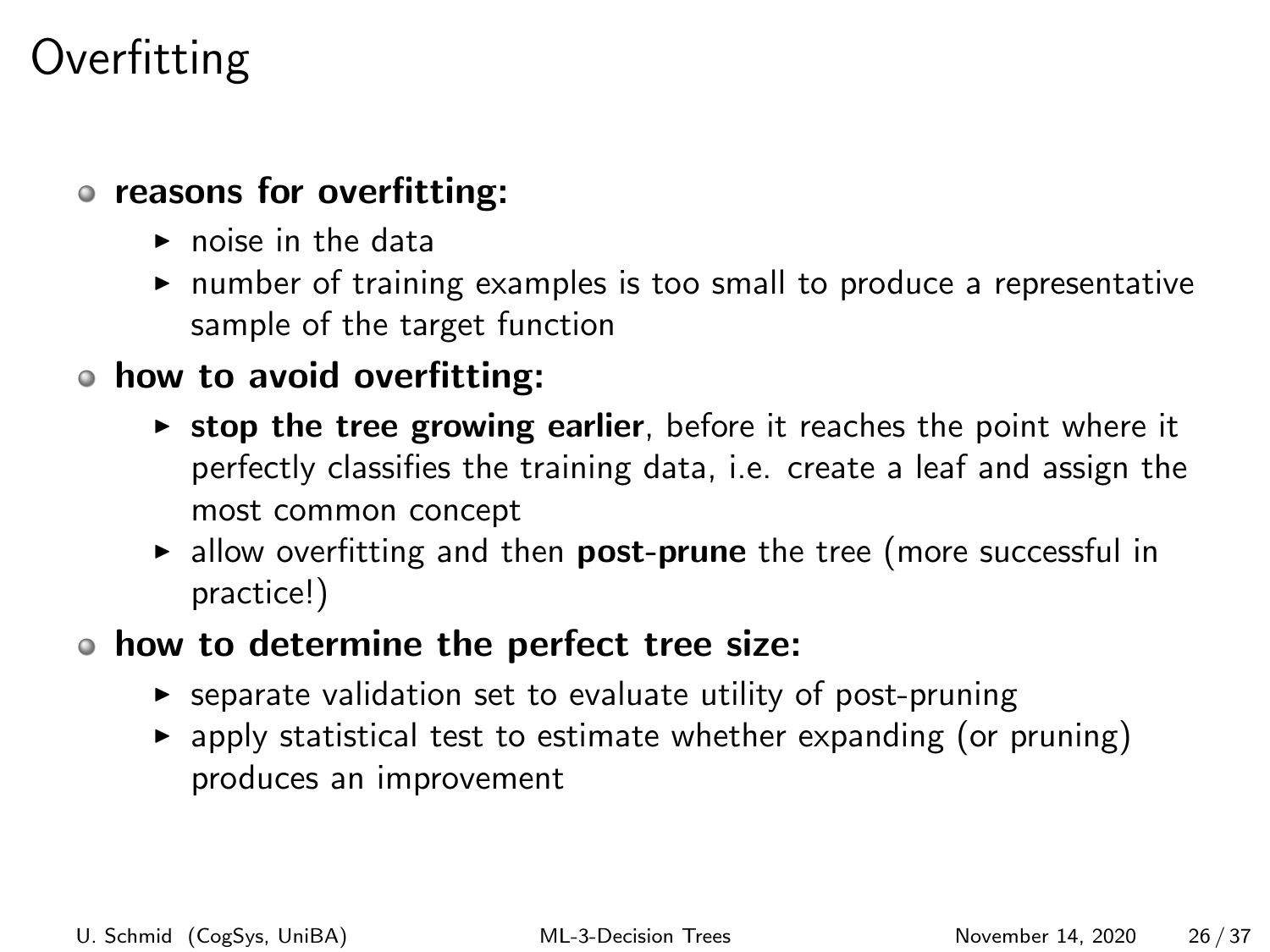# Overfitting

- **reasons for overfitting:**
  - noise in the data
  - number of training examples is too small to produce a representative sample of the target function
- **how to avoid overfitting:**
  - **stop the tree growing earlier**, before it reaches the point where it perfectly classifies the training data, i.e. create a leaf and assign the most common concept
  - allow overfitting and then **post-prune** the tree (more successful in practice!)
- **how to determine the perfect tree size:**
  - separate validation set to evaluate utility of post-pruning
  - apply statistical test to estimate whether expanding (or pruning) produces an improvement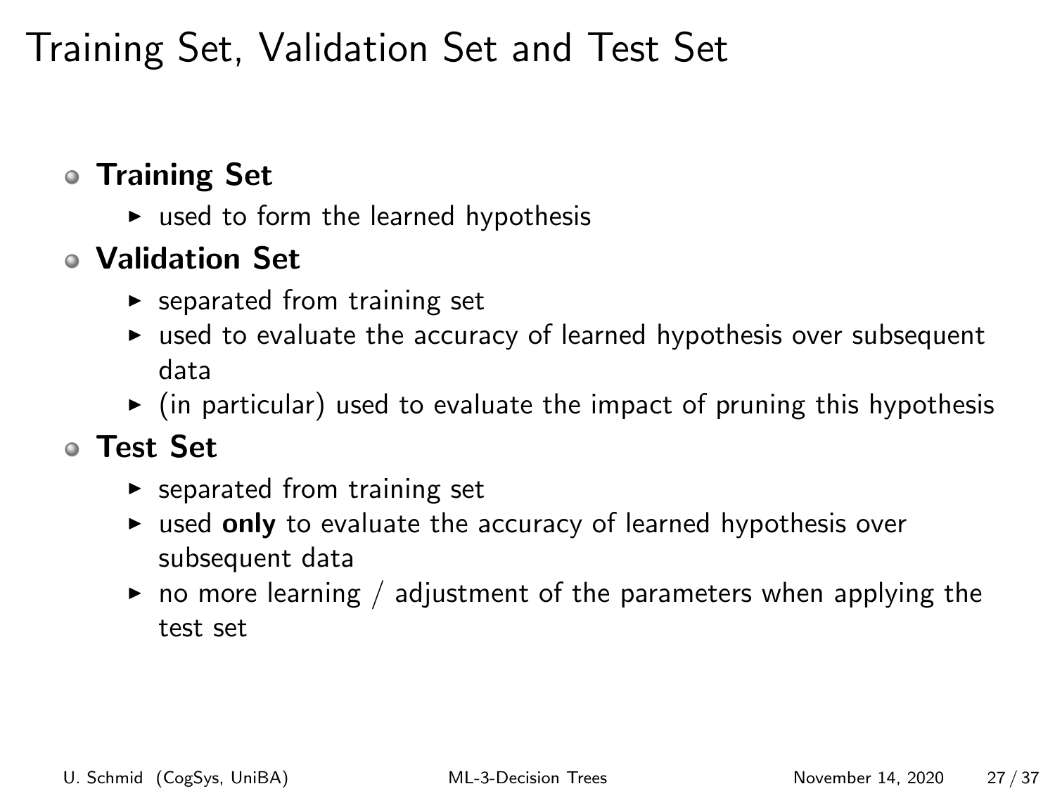# Training Set, Validation Set and Test Set

- **Training Set**
  - used to form the learned hypothesis
- **Validation Set**
  - separated from training set
  - used to evaluate the accuracy of learned hypothesis over subsequent data
  - (in particular) used to evaluate the impact of pruning this hypothesis
- **Test Set**
  - separated from training set
  - used **only** to evaluate the accuracy of learned hypothesis over subsequent data
  - no more learning / adjustment of the parameters when applying the test set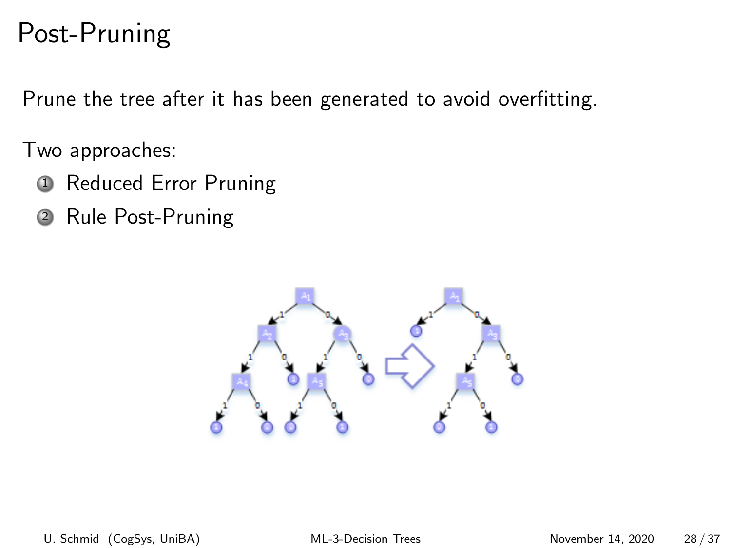# Post-Pruning

Prune the tree after it has been generated to avoid overfitting.

Two approaches:

1. Reduced Error Pruning
2. Rule Post-Pruning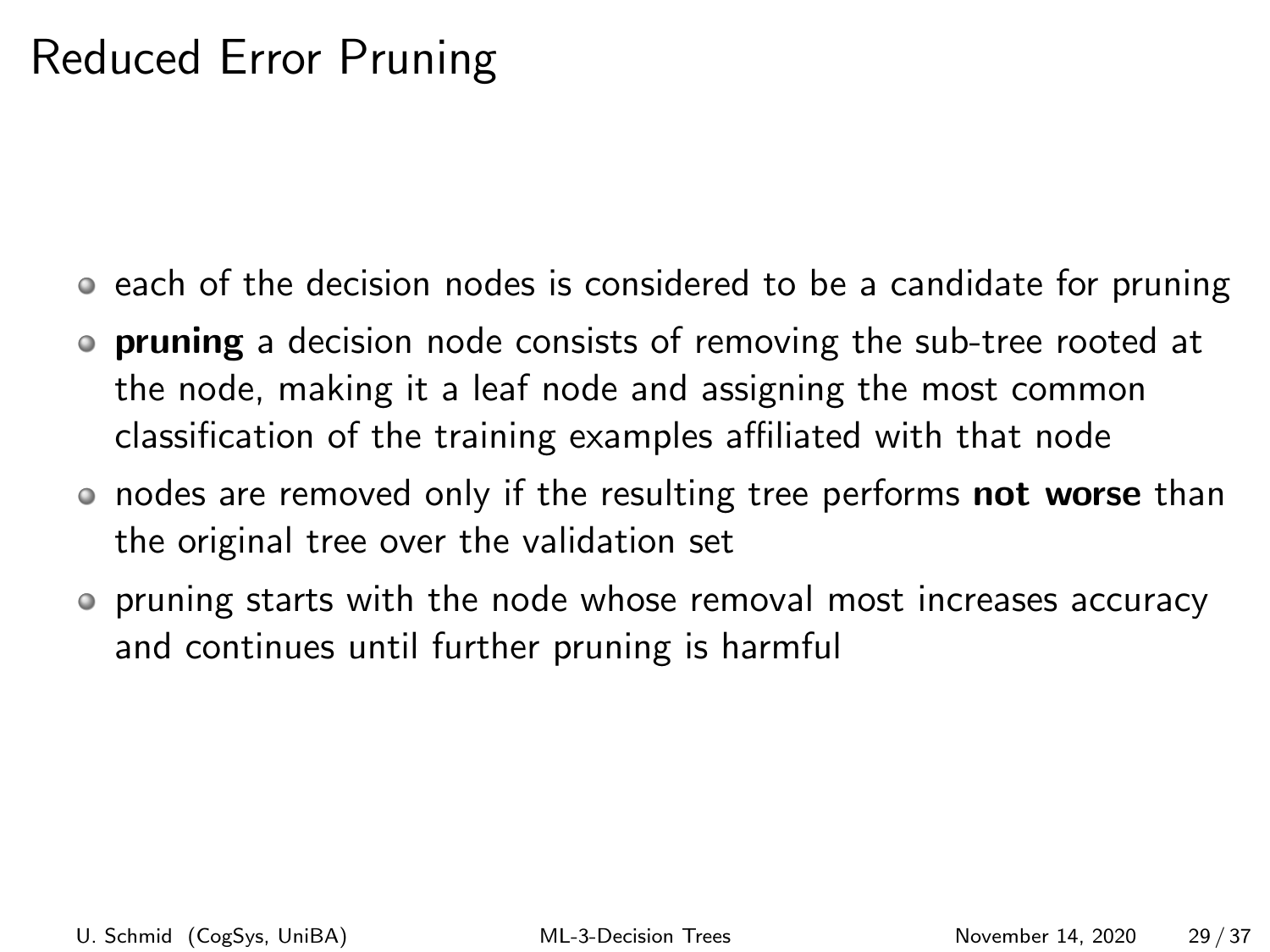# Reduced Error Pruning

- each of the decision nodes is considered to be a candidate for pruning
- **pruning** a decision node consists of removing the sub-tree rooted at the node, making it a leaf node and assigning the most common classification of the training examples affiliated with that node
- nodes are removed only if the resulting tree performs **not worse** than the original tree over the validation set
- pruning starts with the node whose removal most increases accuracy and continues until further pruning is harmful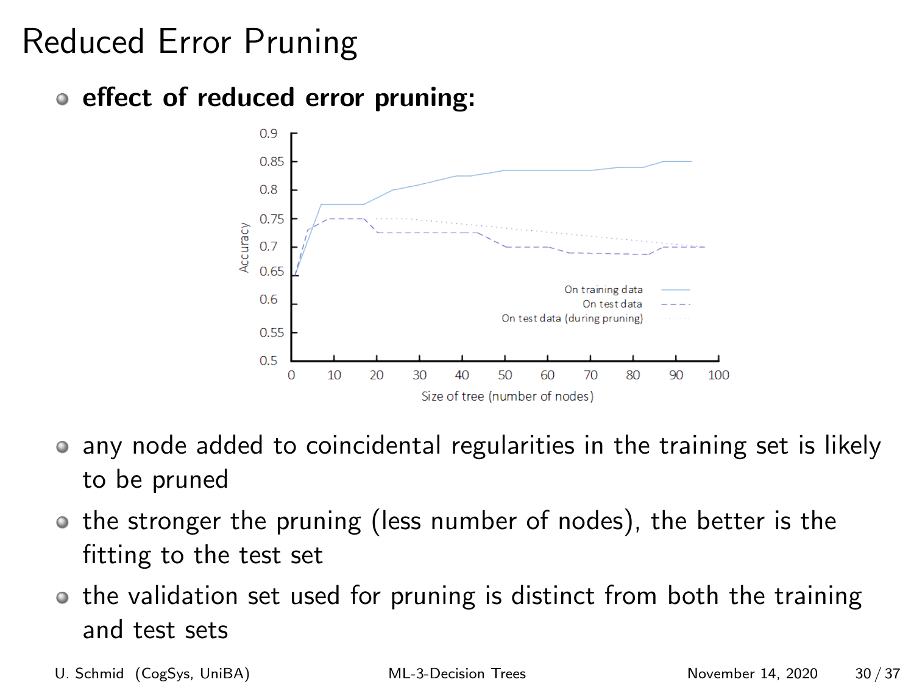# Reduced Error Pruning

- **effect of reduced error pruning:**

- any node added to coincidental regularities in the training set is likely to be pruned
- the stronger the pruning (less number of nodes), the better is the fitting to the test set
- the validation set used for pruning is distinct from both the training and test sets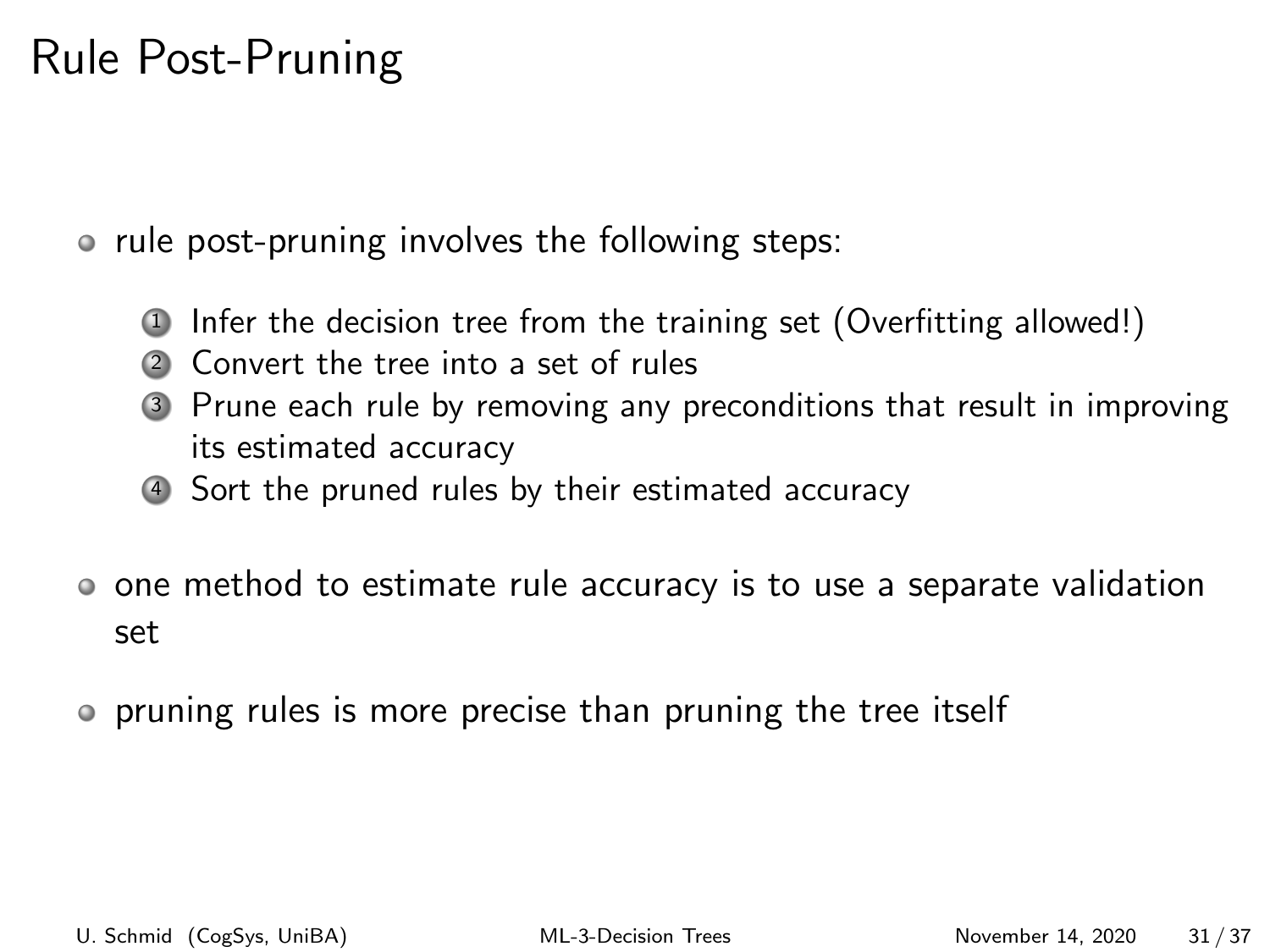# Rule Post-Pruning

- rule post-pruning involves the following steps:

  1. Infer the decision tree from the training set (Overfitting allowed!)
  2. Convert the tree into a set of rules
  3. Prune each rule by removing any preconditions that result in improving its estimated accuracy
  4. Sort the pruned rules by their estimated accuracy

- one method to estimate rule accuracy is to use a separate validation set

- pruning rules is more precise than pruning the tree itself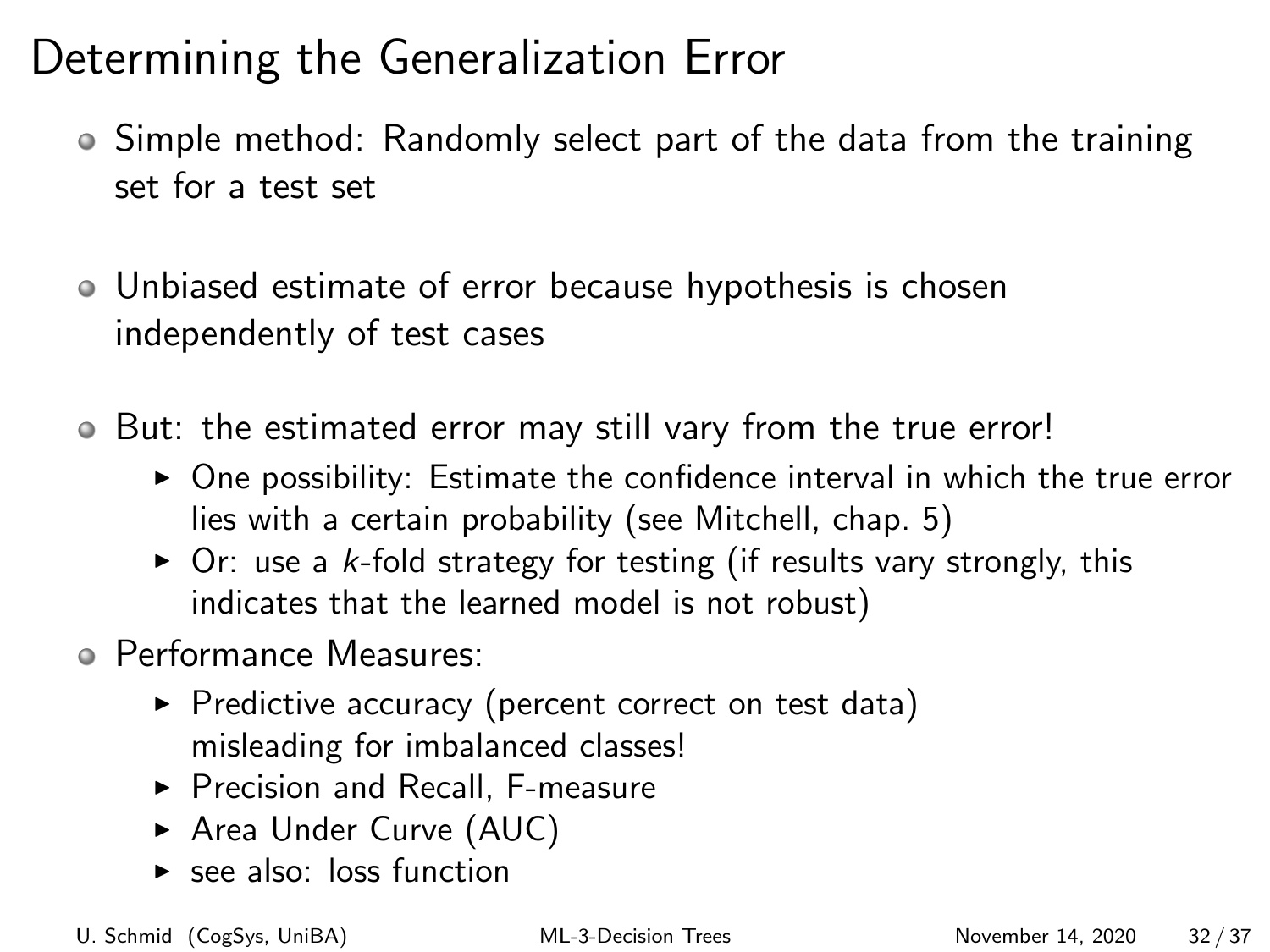# Determining the Generalization Error

- Simple method: Randomly select part of the data from the training set for a test set
- Unbiased estimate of error because hypothesis is chosen independently of test cases
- But: the estimated error may still vary from the true error!
  - One possibility: Estimate the confidence interval in which the true error lies with a certain probability (see Mitchell, chap. 5)
  - Or: use a *k*-fold strategy for testing (if results vary strongly, this indicates that the learned model is not robust)
- Performance Measures:
  - Predictive accuracy (percent correct on test data) misleading for imbalanced classes!
  - Precision and Recall, F-measure
  - Area Under Curve (AUC)
  - see also: loss function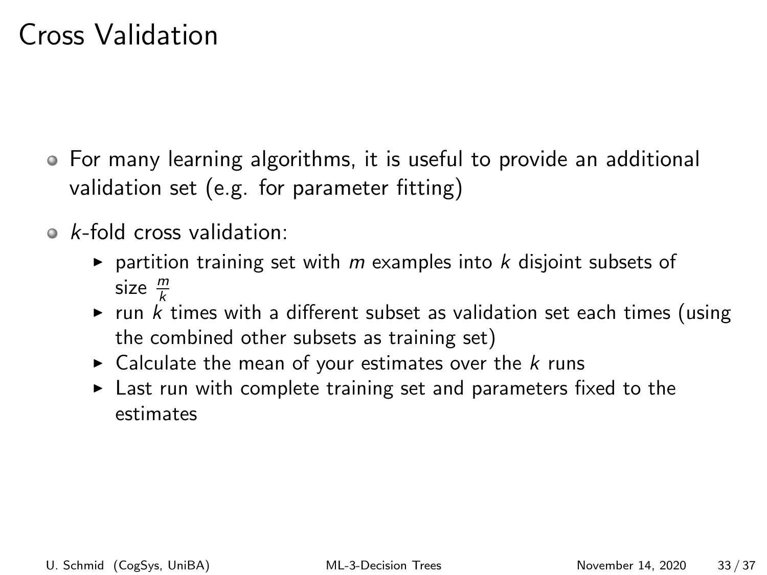# Cross Validation

- For many learning algorithms, it is useful to provide an additional validation set (e.g. for parameter fitting)
- $k$-fold cross validation:
  - partition training set with $m$ examples into $k$ disjoint subsets of size $\frac{m}{k}$
  - run $k$ times with a different subset as validation set each times (using the combined other subsets as training set)
  - Calculate the mean of your estimates over the $k$ runs
  - Last run with complete training set and parameters fixed to the estimates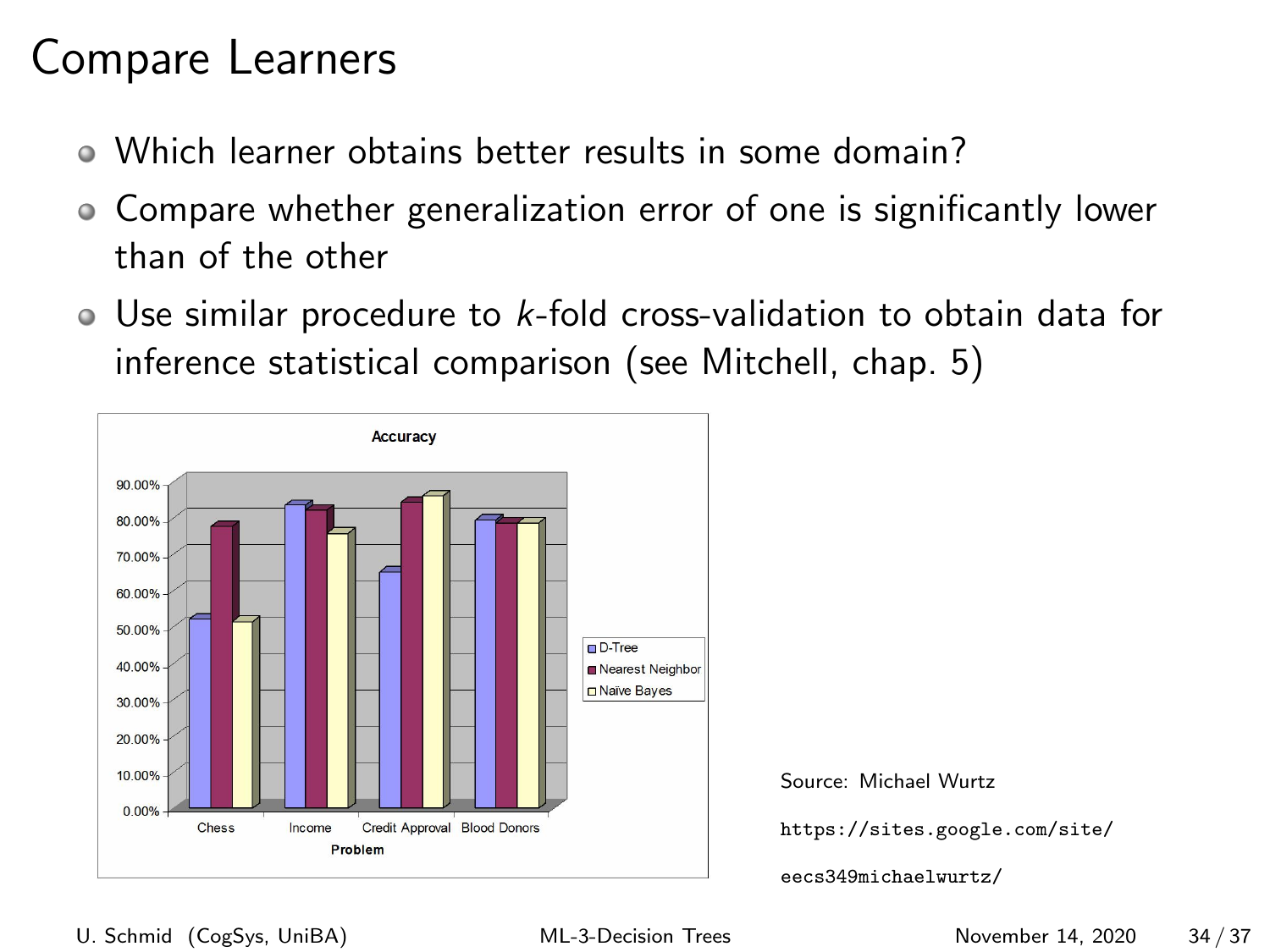# Compare Learners

- Which learner obtains better results in some domain?
- Compare whether generalization error of one is significantly lower than of the other
- Use similar procedure to $k$-fold cross-validation to obtain data for inference statistical comparison (see Mitchell, chap. 5)

Source: Michael Wurtz

`https://sites.google.com/site/eecs349michaelwurtz/`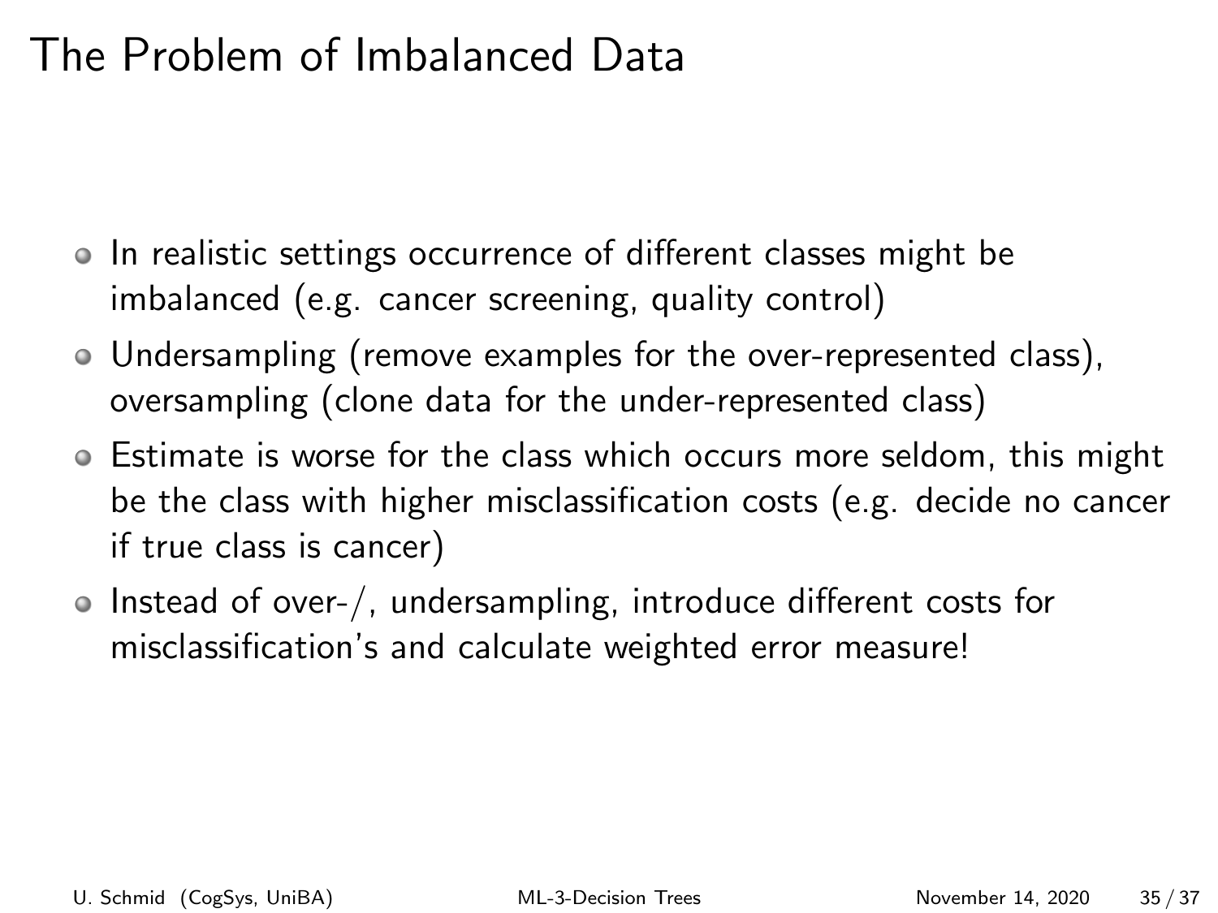# The Problem of Imbalanced Data

- In realistic settings occurrence of different classes might be imbalanced (e.g. cancer screening, quality control)
- Undersampling (remove examples for the over-represented class), oversampling (clone data for the under-represented class)
- Estimate is worse for the class which occurs more seldom, this might be the class with higher misclassification costs (e.g. decide no cancer if true class is cancer)
- Instead of over-/, undersampling, introduce different costs for misclassification's and calculate weighted error measure!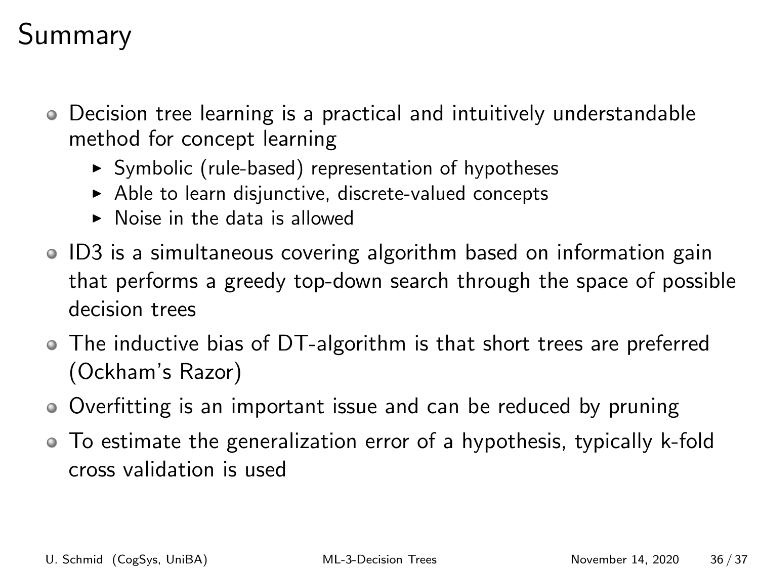# Summary

- Decision tree learning is a practical and intuitively understandable method for concept learning
  - Symbolic (rule-based) representation of hypotheses
  - Able to learn disjunctive, discrete-valued concepts
  - Noise in the data is allowed
- ID3 is a simultaneous covering algorithm based on information gain that performs a greedy top-down search through the space of possible decision trees
- The inductive bias of DT-algorithm is that short trees are preferred (Ockham's Razor)
- Overfitting is an important issue and can be reduced by pruning
- To estimate the generalization error of a hypothesis, typically k-fold cross validation is used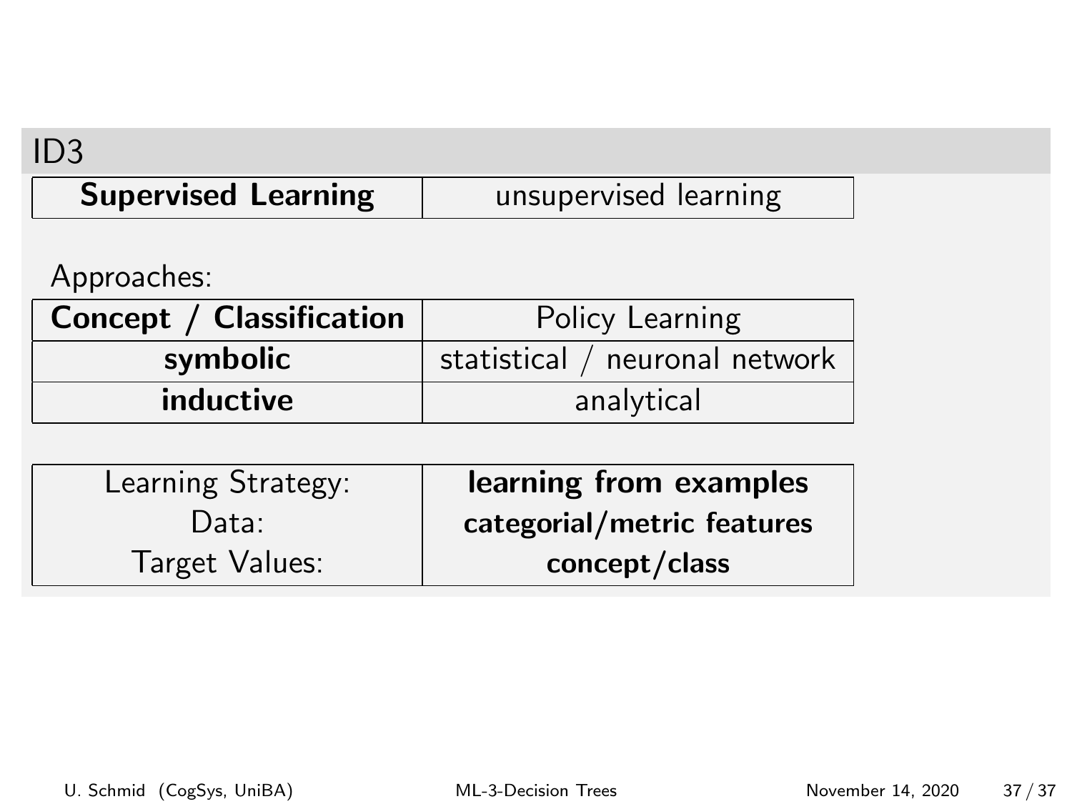# ID3

| | |
|---|---|
| **Supervised Learning** | unsupervised learning |

Approaches:

| | |
|---|---|
| **Concept / Classification** | Policy Learning |
| **symbolic** | statistical / neuronal network |
| **inductive** | analytical |

| | |
|---|---|
| Learning Strategy:<br>Data:<br>Target Values: | **learning from examples**<br>**categorial/metric features**<br>**concept/class** |